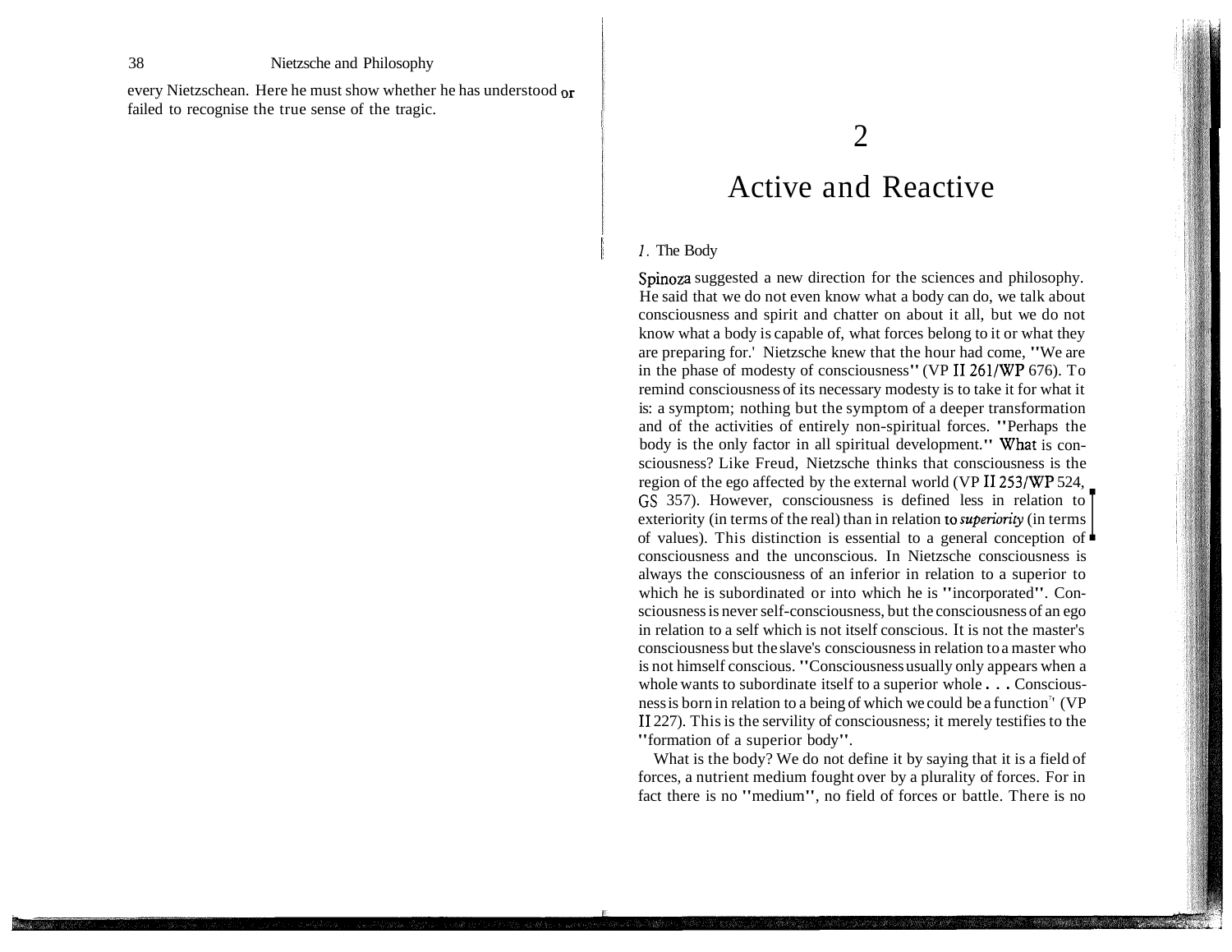every Nietzschean. Here he must show whether he has understood or failed to recognise the true sense of the tragic.

# 2

# Active and Reactive

## 1. The Body

Spinoza suggested a new direction for the sciences and philosophy. He said that we do not even know what a body can do, we talk about consciousness and spirit and chatter on about it all, but we do not know what a body is capable of, what forces belong to it or what they are preparing for.[1] Nietzsche knew that the hour had come, "We are in the phase of modesty of consciousness" (VP II 261/WP 676). To remind consciousness of its necessary modesty is to take it for what it is: a symptom; nothing but the symptom of a deeper transformation and of the activities of entirely non-spiritual forces. "Perhaps the body is the only factor in all spiritual development." What is consciousness? Like Freud, Nietzsche thinks that consciousness is the region of the ego affected by the external world (VP II 253/WP 524, GS 357). However, consciousness is defined less in relation to exteriority (in terms of the real) than in relation to *superiority* (in terms of values). This distinction is essential to a general conception of consciousness and the unconscious. In Nietzsche consciousness is always the consciousness of an inferior in relation to a superior to which he is subordinated or into which he is "incorporated". Consciousness is never self-consciousness, but the consciousness of an ego in relation to a self which is not itself conscious. It is not the master's consciousness but the slave's consciousness in relation to a master who is not himself conscious. "Consciousness usually only appears when a whole wants to subordinate itself to a superior whole . . . Consciousness is born in relation to a being of which we could be a function" (VP II 227). This is the servility of consciousness; it merely testifies to the "formation of a superior body".

What is the body? We do not define it by saying that it is a field of forces, a nutrient medium fought over by a plurality of forces. For in fact there is no "medium", no field of forces or battle. There is no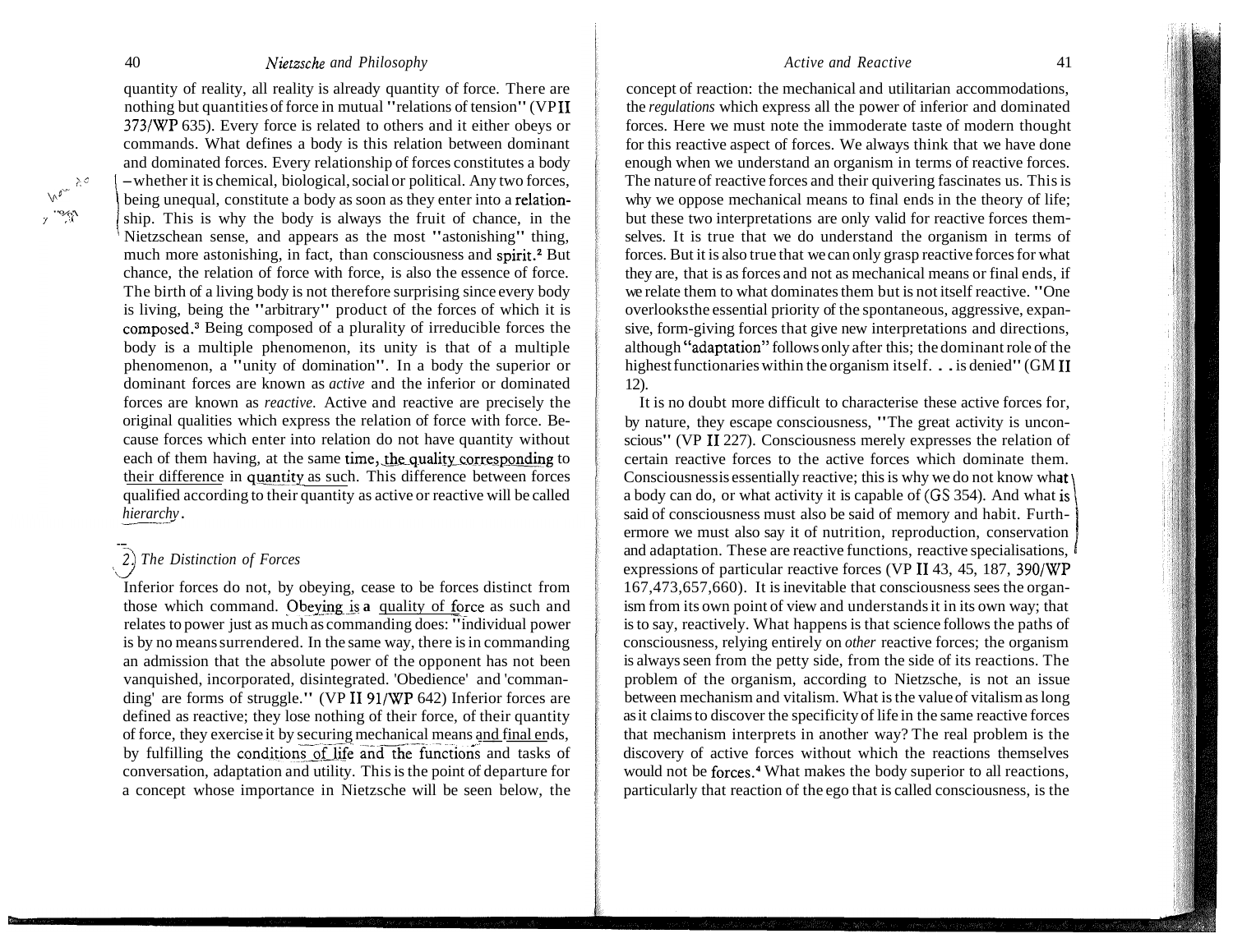quantity of reality, all reality is already quantity of force. There are nothing but quantities of force in mutual "relations of tension" (VP II 373/WP 635). Every force is related to others and it either obeys or commands. What defines a body is this relation between dominant and dominated forces. Every relationship of forces constitutes a body – whether it is chemical, biological, social or political. Any two forces, being unequal, constitute a body as soon as they enter into a relationship. This is why the body is always the fruit of chance, in the Nietzschean sense, and appears as the most "astonishing" thing, much more astonishing, in fact, than consciousness and spirit.[2] But chance, the relation of force with force, is also the essence of force. The birth of a living body is not therefore surprising since every body is living, being the "arbitrary" product of the forces of which it is composed.[3] Being composed of a plurality of irreducible forces the body is a multiple phenomenon, its unity is that of a multiple phenomenon, a "unity of domination". In a body the superior or dominant forces are known as *active* and the inferior or dominated forces are known as *reactive*. Active and reactive are precisely the original qualities which express the relation of force with force. Because forces which enter into relation do not have quantity without each of them having, at the same time, the quality corresponding to their difference in quantity as such. This difference between forces qualified according to their quantity as active or reactive will be called *hierarchy*.

## 2) The Distinction of Forces

Inferior forces do not, by obeying, cease to be forces distinct from those which command. Obeying is a quality of force as such and relates to power just as much as commanding does: "individual power is by no means surrendered. In the same way, there is in commanding an admission that the absolute power of the opponent has not been vanquished, incorporated, disintegrated. 'Obedience' and 'commanding' are forms of struggle." (VP II 91/WP 642) Inferior forces are defined as reactive; they lose nothing of their force, of their quantity of force, they exercise it by securing mechanical means and final ends, by fulfilling the conditions of life and the functions and tasks of conversation, adaptation and utility. This is the point of departure for a concept whose importance in Nietzsche will be seen below, the concept of reaction: the mechanical and utilitarian accommodations, the *regulations* which express all the power of inferior and dominated forces. Here we must note the immoderate taste of modern thought for this reactive aspect of forces. We always think that we have done enough when we understand an organism in terms of reactive forces. The nature of reactive forces and their quivering fascinates us. This is why we oppose mechanical means to final ends in the theory of life; but these two interpretations are only valid for reactive forces themselves. It is true that we do understand the organism in terms of forces. But it is also true that we can only grasp reactive forces for what they are, that is as forces and not as mechanical means or final ends, if we relate them to what dominates them but is not itself reactive. "One overlooks the essential priority of the spontaneous, aggressive, expansive, form-giving forces that give new interpretations and directions, although "adaptation" follows only after this; the dominant role of the highest functionaries within the organism itself. . . is denied" (GM II 12).

It is no doubt more difficult to characterise these active forces for, by nature, they escape consciousness, "The great activity is unconscious" (VP II 227). Consciousness merely expresses the relation of certain reactive forces to the active forces which dominate them. Consciousness is essentially reactive; this is why we do not know what a body can do, or what activity it is capable of (GS 354). And what is said of consciousness must also be said of memory and habit. Furthermore we must also say it of nutrition, reproduction, conservation and adaptation. These are reactive functions, reactive specialisations, expressions of particular reactive forces (VP II 43, 45, 187, 390/WP 167,473,657,660). It is inevitable that consciousness sees the organism from its own point of view and understands it in its own way; that is to say, reactively. What happens is that science follows the paths of consciousness, relying entirely on *other* reactive forces; the organism is always seen from the petty side, from the side of its reactions. The problem of the organism, according to Nietzsche, is not an issue between mechanism and vitalism. What is the value of vitalism as long as it claims to discover the specificity of life in the same reactive forces that mechanism interprets in another way? The real problem is the discovery of active forces without which the reactions themselves would not be forces.[4] What makes the body superior to all reactions, particularly that reaction of the ego that is called consciousness, is the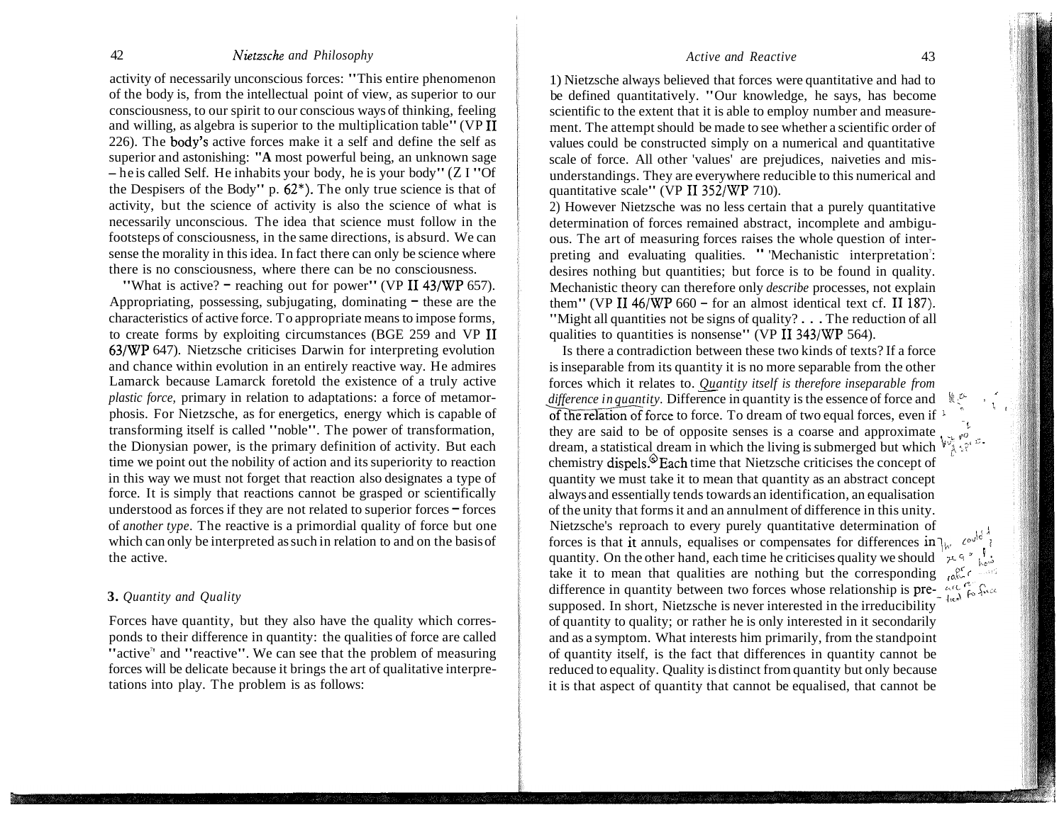activity of necessarily unconscious forces: "This entire phenomenon of the body is, from the intellectual point of view, as superior to our consciousness, to our spirit to our conscious ways of thinking, feeling and willing, as algebra is superior to the multiplication table" (VP II 226). The body's active forces make it a self and define the self as superior and astonishing: "A most powerful being, an unknown sage – he is called Self. He inhabits your body, he is your body" (Z I "Of the Despisers of the Body" p. 62*). The only true science is that of activity, but the science of activity is also the science of what is necessarily unconscious. The idea that science must follow in the footsteps of consciousness, in the same directions, is absurd. We can sense the morality in this idea. In fact there can only be science where there is no consciousness, where there can be no consciousness.

"What is active? – reaching out for power" (VP II 43/WP 657). Appropriating, possessing, subjugating, dominating – these are the characteristics of active force. To appropriate means to impose forms, to create forms by exploiting circumstances (BGE 259 and VP II 63/WP 647). Nietzsche criticises Darwin for interpreting evolution and chance within evolution in an entirely reactive way. He admires Lamarck because Lamarck foretold the existence of a truly active *plastic force,* primary in relation to adaptations: a force of metamorphosis. For Nietzsche, as for energetics, energy which is capable of transforming itself is called "noble". The power of transformation, the Dionysian power, is the primary definition of activity. But each time we point out the nobility of action and its superiority to reaction in this way we must not forget that reaction also designates a type of force. It is simply that reactions cannot be grasped or scientifically understood as forces if they are not related to superior forces – forces of *another type*. The reactive is a primordial quality of force but one which can only be interpreted as such in relation to and on the basis of the active.

### 3. *Quantity and Quality*

Forces have quantity, but they also have the quality which corresponds to their difference in quantity: the qualities of force are called "active" and "reactive". We can see that the problem of measuring forces will be delicate because it brings the art of qualitative interpretations into play. The problem is as follows:

1) Nietzsche always believed that forces were quantitative and had to be defined quantitatively. "Our knowledge, he says, has become scientific to the extent that it is able to employ number and measurement. The attempt should be made to see whether a scientific order of values could be constructed simply on a numerical and quantitative scale of force. All other 'values' are prejudices, naiveties and misunderstandings. They are everywhere reducible to this numerical and quantitative scale" (VP II 352/WP 710).

2) However Nietzsche was no less certain that a purely quantitative determination of forces remained abstract, incomplete and ambiguous. The art of measuring forces raises the whole question of interpreting and evaluating qualities. " 'Mechanistic interpretation': desires nothing but quantities; but force is to be found in quality. Mechanistic theory can therefore only *describe* processes, not explain them" (VP II 46/WP 660 – for an almost identical text cf. II 187). "Might all quantities not be signs of quality? . . . The reduction of all qualities to quantities is nonsense" (VP II 343/WP 564).

Is there a contradiction between these two kinds of texts? If a force is inseparable from its quantity it is no more separable from the other forces which it relates to. *Quantity itself is therefore inseparable from difference in quantity*. Difference in quantity is the essence of force and of the relation of force to force. To dream of two equal forces, even if they are said to be of opposite senses is a coarse and approximate dream, a statistical dream in which the living is submerged but which chemistry dispels.[6] Each time that Nietzsche criticises the concept of quantity we must take it to mean that quantity as an abstract concept always and essentially tends towards an identification, an equalisation of the unity that forms it and an annulment of difference in this unity. Nietzsche's reproach to every purely quantitative determination of forces is that it annuls, equalises or compensates for differences in quantity. On the other hand, each time he criticises quality we should take it to mean that qualities are nothing but the corresponding difference in quantity between two forces whose relationship is presupposed. In short, Nietzsche is never interested in the irreducibility of quantity to quality; or rather he is only interested in it secondarily and as a symptom. What interests him primarily, from the standpoint of quantity itself, is the fact that differences in quantity cannot be reduced to equality. Quality is distinct from quantity but only because it is that aspect of quantity that cannot be equalised, that cannot be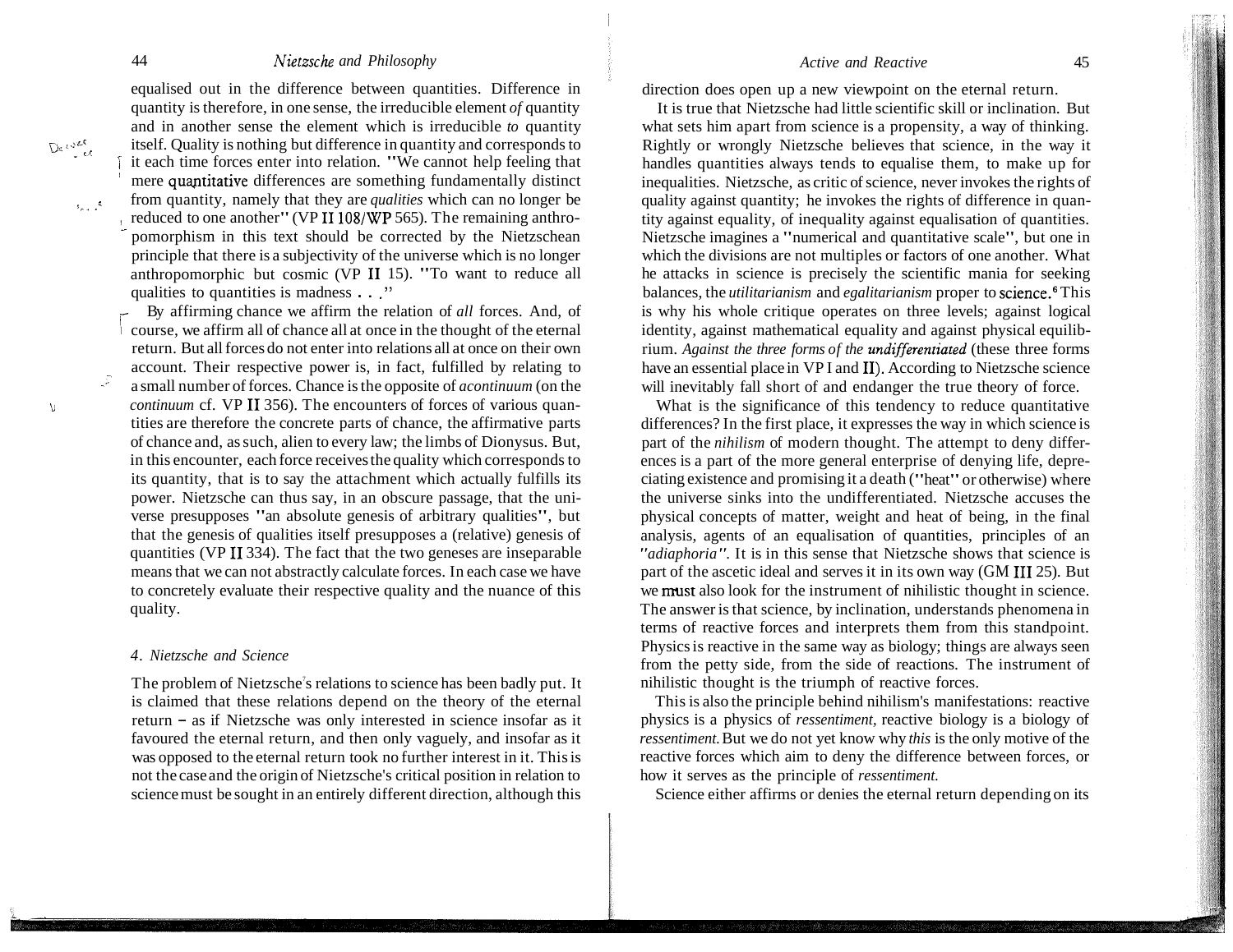equalised out in the difference between quantities. Difference in quantity is therefore, in one sense, the irreducible element *of* quantity and in another sense the element which is irreducible *to* quantity itself. Quality is nothing but difference in quantity and corresponds to it each time forces enter into relation. "We cannot help feeling that mere quantitative differences are something fundamentally distinct from quantity, namely that they are *qualities* which can no longer be reduced to one another" (VP II 108/WP 565). The remaining anthropomorphism in this text should be corrected by the Nietzschean principle that there is a subjectivity of the universe which is no longer anthropomorphic but cosmic (VP II 15). "To want to reduce all qualities to quantities is madness . . ."

By affirming chance we affirm the relation of *all* forces. And, of course, we affirm all of chance all at once in the thought of the eternal return. But all forces do not enter into relations all at once on their own account. Their respective power is, in fact, fulfilled by relating to a small number of forces. Chance is the opposite of *acontinuum* (on the *continuum* cf. VP II 356). The encounters of forces of various quantities are therefore the concrete parts of chance, the affirmative parts of chance and, as such, alien to every law; the limbs of Dionysus. But, in this encounter, each force receives the quality which corresponds to its quantity, that is to say the attachment which actually fulfills its power. Nietzsche can thus say, in an obscure passage, that the universe presupposes "an absolute genesis of arbitrary qualities", but that the genesis of qualities itself presupposes a (relative) genesis of quantities (VP II 334). The fact that the two geneses are inseparable means that we can not abstractly calculate forces. In each case we have to concretely evaluate their respective quality and the nuance of this quality.

### 4. *Nietzsche and Science*

The problem of Nietzsche's relations to science has been badly put. It is claimed that these relations depend on the theory of the eternal return – as if Nietzsche was only interested in science insofar as it favoured the eternal return, and then only vaguely, and insofar as it was opposed to the eternal return took no further interest in it. This is not the case and the origin of Nietzsche's critical position in relation to science must be sought in an entirely different direction, although this direction does open up a new viewpoint on the eternal return.

It is true that Nietzsche had little scientific skill or inclination. But what sets him apart from science is a propensity, a way of thinking. Rightly or wrongly Nietzsche believes that science, in the way it handles quantities always tends to equalise them, to make up for inequalities. Nietzsche, as critic of science, never invokes the rights of quality against quantity; he invokes the rights of difference in quantity against equality, of inequality against equalisation of quantities. Nietzsche imagines a "numerical and quantitative scale", but one in which the divisions are not multiples or factors of one another. What he attacks in science is precisely the scientific mania for seeking balances, the *utilitarianism* and *egalitarianism* proper to science.[6] This is why his whole critique operates on three levels; against logical identity, against mathematical equality and against physical equilibrium. *Against the three forms of the undifferentiated* (these three forms have an essential place in VP I and II). According to Nietzsche science will inevitably fall short of and endanger the true theory of force.

What is the significance of this tendency to reduce quantitative differences? In the first place, it expresses the way in which science is part of the *nihilism* of modern thought. The attempt to deny differences is a part of the more general enterprise of denying life, depreciating existence and promising it a death ("heat" or otherwise) where the universe sinks into the undifferentiated. Nietzsche accuses the physical concepts of matter, weight and heat of being, in the final analysis, agents of an equalisation of quantities, principles of an *"adiaphoria"*. It is in this sense that Nietzsche shows that science is part of the ascetic ideal and serves it in its own way (GM III 25). But we must also look for the instrument of nihilistic thought in science. The answer is that science, by inclination, understands phenomena in terms of reactive forces and interprets them from this standpoint. Physics is reactive in the same way as biology; things are always seen from the petty side, from the side of reactions. The instrument of nihilistic thought is the triumph of reactive forces.

This is also the principle behind nihilism's manifestations: reactive physics is a physics of *ressentiment*, reactive biology is a biology of *ressentiment*. But we do not yet know why *this* is the only motive of the reactive forces which aim to deny the difference between forces, or how it serves as the principle of *ressentiment*.

Science either affirms or denies the eternal return depending on its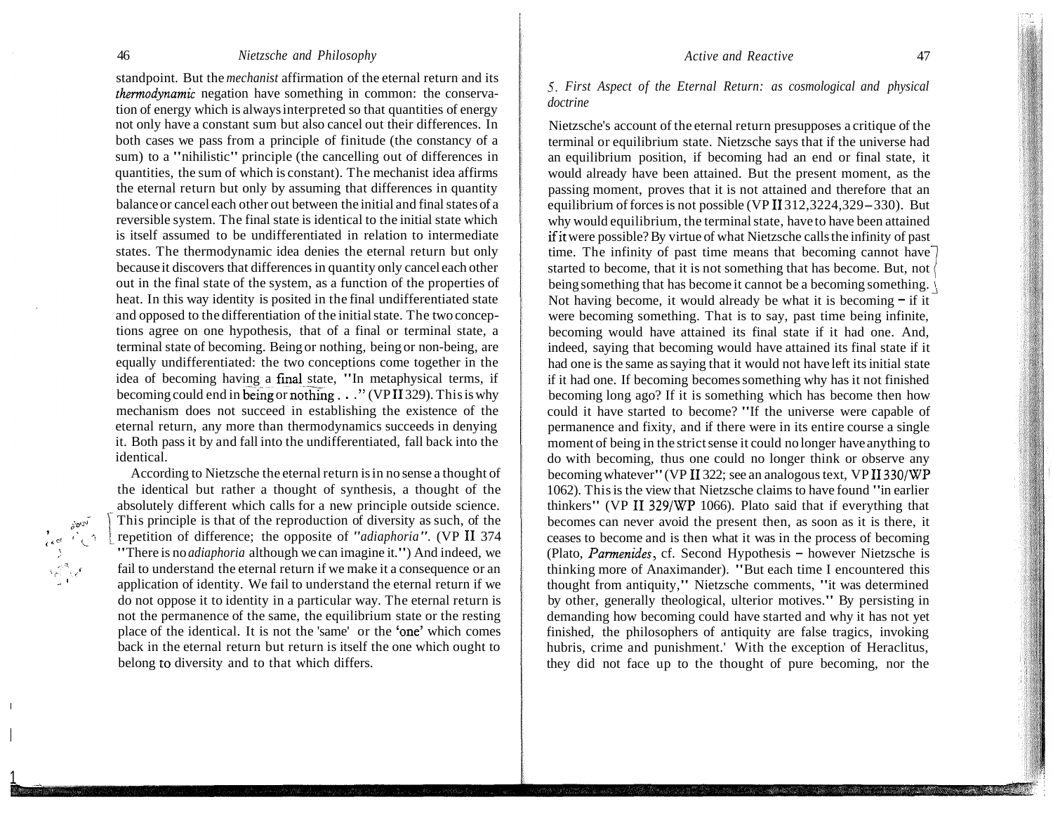standpoint. But the *mechanist* affirmation of the eternal return and its *thermodynamic* negation have something in common: the conservation of energy which is always interpreted so that quantities of energy not only have a constant sum but also cancel out their differences. In both cases we pass from a principle of finitude (the constancy of a sum) to a "nihilistic" principle (the cancelling out of differences in quantities, the sum of which is constant). The mechanist idea affirms the eternal return but only by assuming that differences in quantity balance or cancel each other out between the initial and final states of a reversible system. The final state is identical to the initial state which is itself assumed to be undifferentiated in relation to intermediate states. The thermodynamic idea denies the eternal return but only because it discovers that differences in quantity only cancel each other out in the final state of the system, as a function of the properties of heat. In this way identity is posited in the final undifferentiated state and opposed to the differentiation of the initial state. The two conceptions agree on one hypothesis, that of a final or terminal state, a terminal state of becoming. Being or nothing, being or non-being, are equally undifferentiated: the two conceptions come together in the idea of becoming having a final state, "In metaphysical terms, if becoming could end in being or nothing . . ." (VP II 329). This is why mechanism does not succeed in establishing the existence of the eternal return, any more than thermodynamics succeeds in denying it. Both pass it by and fall into the undifferentiated, fall back into the identical.

According to Nietzsche the eternal return is in no sense a thought of the identical but rather a thought of synthesis, a thought of the absolutely different which calls for a new principle outside science. This principle is that of the reproduction of diversity as such, of the repetition of difference; the opposite of "*adiaphoria*". (VP II 374 "There is no *adiaphoria* although we can imagine it.") And indeed, we fail to understand the eternal return if we make it a consequence or an application of identity. We fail to understand the eternal return if we do not oppose it to identity in a particular way. The eternal return is not the permanence of the same, the equilibrium state or the resting place of the identical. It is not the 'same' or the 'one' which comes back in the eternal return but return is itself the one which ought to belong to diversity and to that which differs.

### *5. First Aspect of the Eternal Return: as cosmological and physical doctrine*

Nietzsche's account of the eternal return presupposes a critique of the terminal or equilibrium state. Nietzsche says that if the universe had an equilibrium position, if becoming had an end or final state, it would already have been attained. But the present moment, as the passing moment, proves that it is not attained and therefore that an equilibrium of forces is not possible (VP II 312,3224,329–330). But why would equilibrium, the terminal state, have to have been attained if it were possible? By virtue of what Nietzsche calls the infinity of past time. The infinity of past time means that becoming cannot have started to become, that it is not something that has become. But, not being something that has become it cannot be a becoming something. Not having become, it would already be what it is becoming – if it were becoming something. That is to say, past time being infinite, becoming would have attained its final state if it had one. And, indeed, saying that becoming would have attained its final state if it had one is the same as saying that it would not have left its initial state if it had one. If becoming becomes something why has it not finished becoming long ago? If it is something which has become then how could it have started to become? "If the universe were capable of permanence and fixity, and if there were in its entire course a single moment of being in the strict sense it could no longer have anything to do with becoming, thus one could no longer think or observe any becoming whatever" (VP II 322; see an analogous text, VP II 330/WP 1062). This is the view that Nietzsche claims to have found "in earlier thinkers" (VP II 329/WP 1066). Plato said that if everything that becomes can never avoid the present then, as soon as it is there, it ceases to become and is then what it was in the process of becoming (Plato, *Parmenides*, cf. Second Hypothesis – however Nietzsche is thinking more of Anaximander). "But each time I encountered this thought from antiquity," Nietzsche comments, "it was determined by other, generally theological, ulterior motives." By persisting in demanding how becoming could have started and why it has not yet finished, the philosophers of antiquity are false tragics, invoking hubris, crime and punishment.' With the exception of Heraclitus, they did not face up to the thought of pure becoming, nor the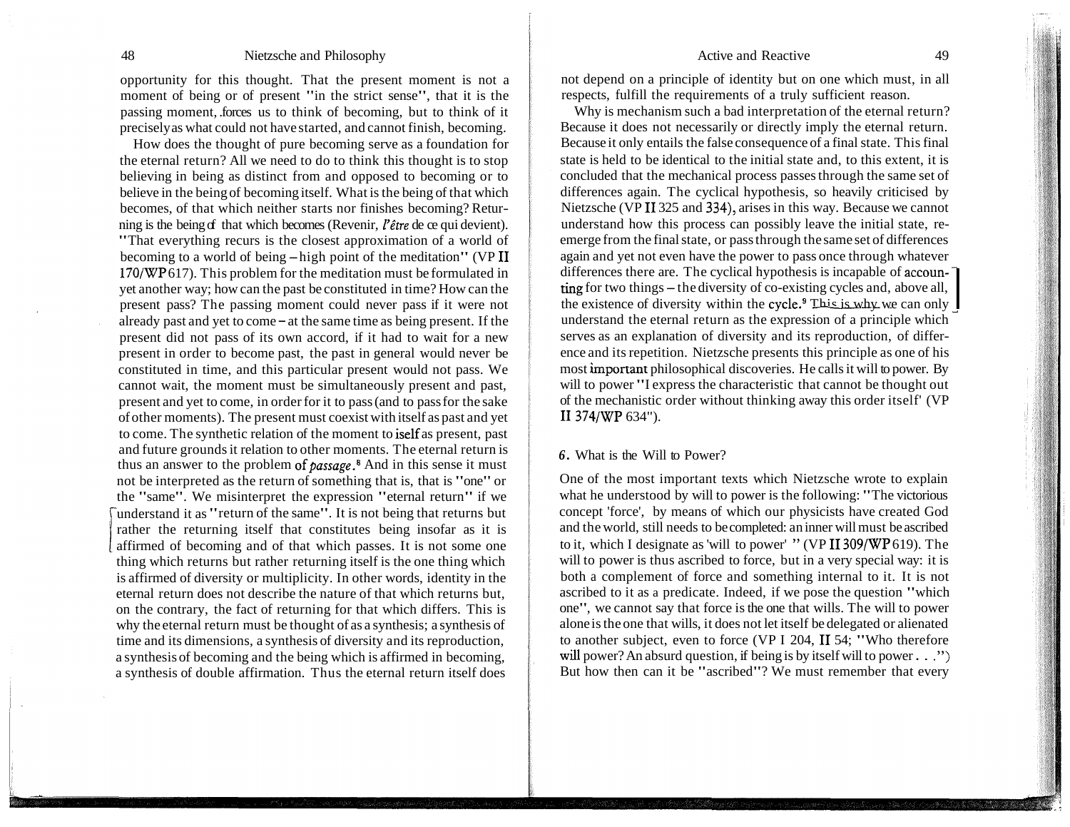opportunity for this thought. That the present moment is not a moment of being or of present "in the strict sense", that it is the passing moment, forces us to think of becoming, but to think of it precisely as what could not have started, and cannot finish, becoming.

How does the thought of pure becoming serve as a foundation for the eternal return? All we need to do to think this thought is to stop believing in being as distinct from and opposed to becoming or to believe in the being of becoming itself. What is the being of that which becomes, of that which neither starts nor finishes becoming? Returning is the being of that which becomes (Revenir, *l'être* de ce qui devient). "That everything recurs is the closest approximation of a world of becoming to a world of being – high point of the meditation" (VP II 170/WP 617). This problem for the meditation must be formulated in yet another way; how can the past be constituted in time? How can the present pass? The passing moment could never pass if it were not already past and yet to come – at the same time as being present. If the present did not pass of its own accord, if it had to wait for a new present in order to become past, the past in general would never be constituted in time, and this particular present would not pass. We cannot wait, the moment must be simultaneously present and past, present and yet to come, in order for it to pass (and to pass for the sake of other moments). The present must coexist with itself as past and yet to come. The synthetic relation of the moment to iself as present, past and future grounds it relation to other moments. The eternal return is thus an answer to the problem of *passage*.[8] And in this sense it must not be interpreted as the return of something that is, that is "one" or the "same". We misinterpret the expression "eternal return" if we understand it as "return of the same". It is not being that returns but rather the returning itself that constitutes being insofar as it is affirmed of becoming and of that which passes. It is not some one thing which returns but rather returning itself is the one thing which is affirmed of diversity or multiplicity. In other words, identity in the eternal return does not describe the nature of that which returns but, on the contrary, the fact of returning for that which differs. This is why the eternal return must be thought of as a synthesis; a synthesis of time and its dimensions, a synthesis of diversity and its reproduction, a synthesis of becoming and the being which is affirmed in becoming, a synthesis of double affirmation. Thus the eternal return itself does not depend on a principle of identity but on one which must, in all respects, fulfill the requirements of a truly sufficient reason.

Why is mechanism such a bad interpretation of the eternal return? Because it does not necessarily or directly imply the eternal return. Because it only entails the false consequence of a final state. This final state is held to be identical to the initial state and, to this extent, it is concluded that the mechanical process passes through the same set of differences again. The cyclical hypothesis, so heavily criticised by Nietzsche (VP II 325 and 334), arises in this way. Because we cannot understand how this process can possibly leave the initial state, re-emerge from the final state, or pass through the same set of differences again and yet not even have the power to pass once through whatever differences there are. The cyclical hypothesis is incapable of accounting for two things – the diversity of co-existing cycles and, above all, the existence of diversity within the cycle.[9] This is why we can only understand the eternal return as the expression of a principle which serves as an explanation of diversity and its reproduction, of difference and its repetition. Nietzsche presents this principle as one of his most important philosophical discoveries. He calls it will to power. By will to power "I express the characteristic that cannot be thought out of the mechanistic order without thinking away this order itself' (VP II 374/WP 634").

### 6. What is the Will to Power?

One of the most important texts which Nietzsche wrote to explain what he understood by will to power is the following: "The victorious concept 'force', by means of which our physicists have created God and the world, still needs to be completed: an inner will must be ascribed to it, which I designate as 'will to power' " (VP II 309/WP 619). The will to power is thus ascribed to force, but in a very special way: it is both a complement of force and something internal to it. It is not ascribed to it as a predicate. Indeed, if we pose the question "which one", we cannot say that force is the one that wills. The will to power alone is the one that wills, it does not let itself be delegated or alienated to another subject, even to force (VP I 204, II 54; "Who therefore will power? An absurd question, if being is by itself will to power . . .") But how then can it be "ascribed"? We must remember that every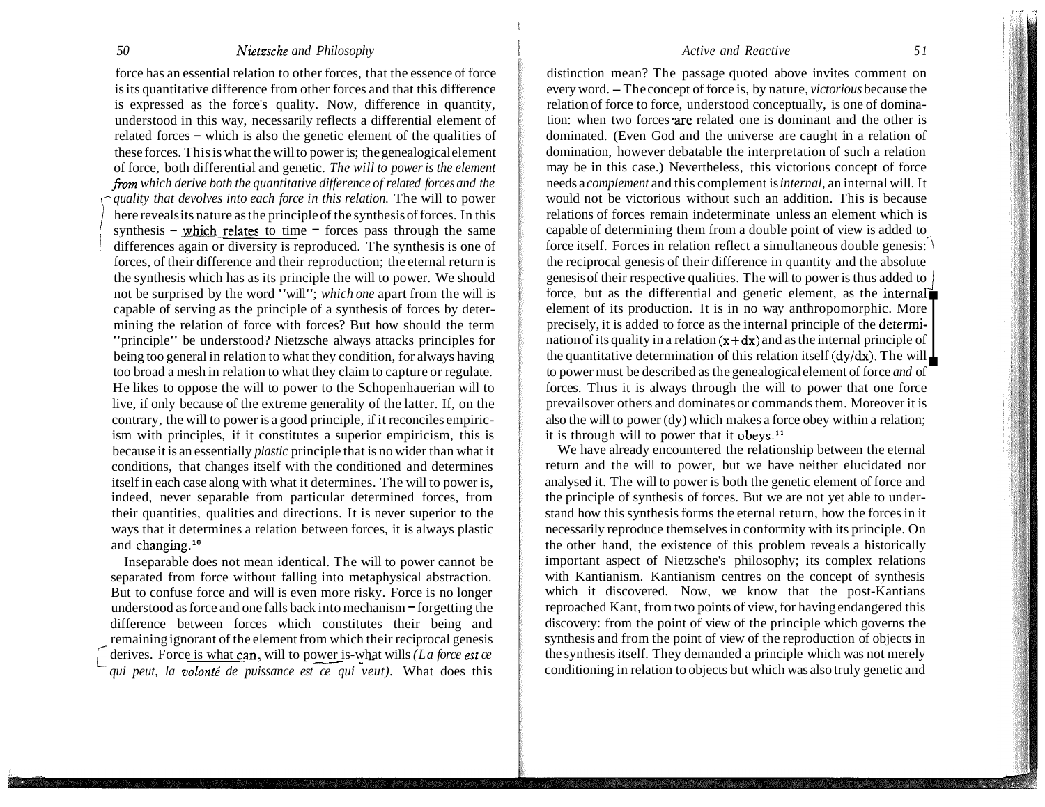force has an essential relation to other forces, that the essence of force is its quantitative difference from other forces and that this difference is expressed as the force's quality. Now, difference in quantity, understood in this way, necessarily reflects a differential element of related forces – which is also the genetic element of the qualities of these forces. This is what the will to power is; the genealogical element of force, both differential and genetic. *The will to power is the element from which derive both the quantitative difference of related forces and the quality that devolves into each force in this relation.* The will to power here reveals its nature as the principle of the synthesis of forces. In this synthesis – which relates to time – forces pass through the same differences again or diversity is reproduced. The synthesis is one of forces, of their difference and their reproduction; the eternal return is the synthesis which has as its principle the will to power. We should not be surprised by the word "will"; *which one* apart from the will is capable of serving as the principle of a synthesis of forces by determining the relation of force with forces? But how should the term "principle" be understood? Nietzsche always attacks principles for being too general in relation to what they condition, for always having too broad a mesh in relation to what they claim to capture or regulate. He likes to oppose the will to power to the Schopenhauerian will to live, if only because of the extreme generality of the latter. If, on the contrary, the will to power is a good principle, if it reconciles empiricism with principles, if it constitutes a superior empiricism, this is because it is an essentially *plastic* principle that is no wider than what it conditions, that changes itself with the conditioned and determines itself in each case along with what it determines. The will to power is, indeed, never separable from particular determined forces, from their quantities, qualities and directions. It is never superior to the ways that it determines a relation between forces, it is always plastic and changing.[10]

Inseparable does not mean identical. The will to power cannot be separated from force without falling into metaphysical abstraction. But to confuse force and will is even more risky. Force is no longer understood as force and one falls back into mechanism – forgetting the difference between forces which constitutes their being and remaining ignorant of the element from which their reciprocal genesis derives. Force is what can, will to power is what wills *(La force est ce qui peut, la volonté de puissance est ce qui veut)*. What does this distinction mean? The passage quoted above invites comment on every word. – The concept of force is, by nature, *victorious* because the relation of force to force, understood conceptually, is one of domination: when two forces are related one is dominant and the other is dominated. (Even God and the universe are caught in a relation of domination, however debatable the interpretation of such a relation may be in this case.) Nevertheless, this victorious concept of force needs a *complement* and this complement is *internal*, an internal will. It would not be victorious without such an addition. This is because relations of forces remain indeterminate unless an element which is capable of determining them from a double point of view is added to force itself. Forces in relation reflect a simultaneous double genesis: the reciprocal genesis of their difference in quantity and the absolute genesis of their respective qualities. The will to power is thus added to force, but as the differential and genetic element, as the internal element of its production. It is in no way anthropomorphic. More precisely, it is added to force as the internal principle of the determination of its quality in a relation $(x + dx)$ and as the internal principle of the quantitative determination of this relation itself $(dy/dx)$. The will to power must be described as the genealogical element of force *and* of forces. Thus it is always through the will to power that one force prevails over others and dominates or commands them. Moreover it is also the will to power $(dy)$ which makes a force obey within a relation; it is through will to power that it obeys.[11]

We have already encountered the relationship between the eternal return and the will to power, but we have neither elucidated nor analysed it. The will to power is both the genetic element of force and the principle of synthesis of forces. But we are not yet able to understand how this synthesis forms the eternal return, how the forces in it necessarily reproduce themselves in conformity with its principle. On the other hand, the existence of this problem reveals a historically important aspect of Nietzsche's philosophy; its complex relations with Kantianism. Kantianism centres on the concept of synthesis which it discovered. Now, we know that the post-Kantians reproached Kant, from two points of view, for having endangered this discovery: from the point of view of the principle which governs the synthesis and from the point of view of the reproduction of objects in the synthesis itself. They demanded a principle which was not merely conditioning in relation to objects but which was also truly genetic and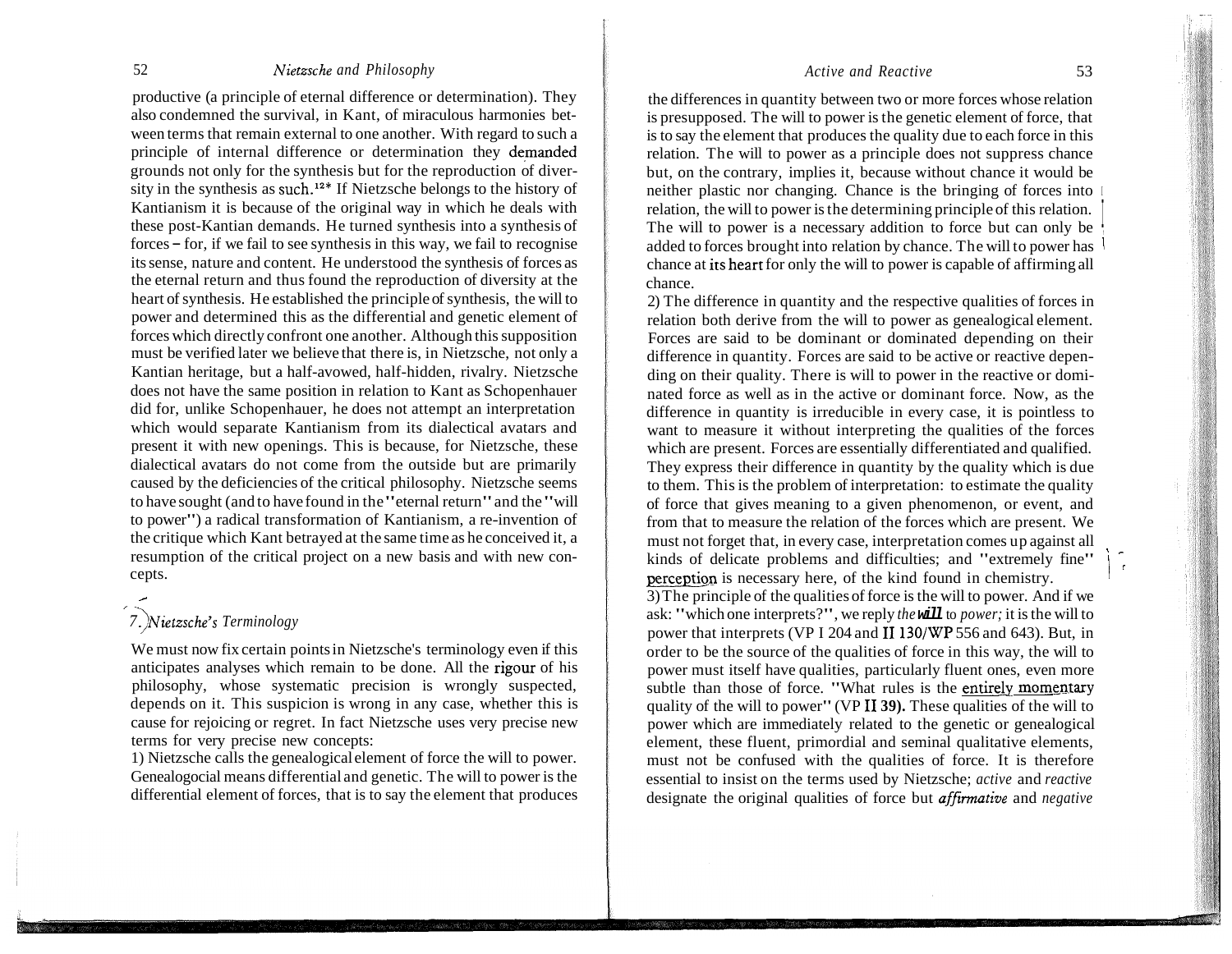productive (a principle of eternal difference or determination). They also condemned the survival, in Kant, of miraculous harmonies between terms that remain external to one another. With regard to such a principle of internal difference or determination they demanded grounds not only for the synthesis but for the reproduction of diversity in the synthesis as such.[12]* If Nietzsche belongs to the history of Kantianism it is because of the original way in which he deals with these post-Kantian demands. He turned synthesis into a synthesis of forces – for, if we fail to see synthesis in this way, we fail to recognise its sense, nature and content. He understood the synthesis of forces as the eternal return and thus found the reproduction of diversity at the heart of synthesis. He established the principle of synthesis, the will to power and determined this as the differential and genetic element of forces which directly confront one another. Although this supposition must be verified later we believe that there is, in Nietzsche, not only a Kantian heritage, but a half-avowed, half-hidden, rivalry. Nietzsche does not have the same position in relation to Kant as Schopenhauer did for, unlike Schopenhauer, he does not attempt an interpretation which would separate Kantianism from its dialectical avatars and present it with new openings. This is because, for Nietzsche, these dialectical avatars do not come from the outside but are primarily caused by the deficiencies of the critical philosophy. Nietzsche seems to have sought (and to have found in the "eternal return" and the "will to power") a radical transformation of Kantianism, a re-invention of the critique which Kant betrayed at the same time as he conceived it, a resumption of the critical project on a new basis and with new concepts.

## 7. *Nietzsche's Terminology*

We must now fix certain points in Nietzsche's terminology even if this anticipates analyses which remain to be done. All the rigour of his philosophy, whose systematic precision is wrongly suspected, depends on it. This suspicion is wrong in any case, whether this is cause for rejoicing or regret. In fact Nietzsche uses very precise new terms for very precise new concepts:

1) Nietzsche calls the genealogical element of force the will to power. Genealogocial means differential and genetic. The will to power is the differential element of forces, that is to say the element that produces the differences in quantity between two or more forces whose relation is presupposed. The will to power is the genetic element of force, that is to say the element that produces the quality due to each force in this relation. The will to power as a principle does not suppress chance but, on the contrary, implies it, because without chance it would be neither plastic nor changing. Chance is the bringing of forces into relation, the will to power is the determining principle of this relation. The will to power is a necessary addition to force but can only be added to forces brought into relation by chance. The will to power has chance at its heart for only the will to power is capable of affirming all chance.

2) The difference in quantity and the respective qualities of forces in relation both derive from the will to power as genealogical element. Forces are said to be dominant or dominated depending on their difference in quantity. Forces are said to be active or reactive depending on their quality. There is will to power in the reactive or dominated force as well as in the active or dominant force. Now, as the difference in quantity is irreducible in every case, it is pointless to want to measure it without interpreting the qualities of the forces which are present. Forces are essentially differentiated and qualified. They express their difference in quantity by the quality which is due to them. This is the problem of interpretation: to estimate the quality of force that gives meaning to a given phenomenon, or event, and from that to measure the relation of the forces which are present. We must not forget that, in every case, interpretation comes up against all kinds of delicate problems and difficulties; and "extremely fine" perception is necessary here, of the kind found in chemistry.

3) The principle of the qualities of force is the will to power. And if we ask: "which one interprets?", we reply *the will to power;* it is the will to power that interprets (VP I 204 and II 130/WP 556 and 643). But, in order to be the source of the qualities of force in this way, the will to power must itself have qualities, particularly fluent ones, even more subtle than those of force. "What rules is the entirely momentary quality of the will to power" (VP II 39). These qualities of the will to power which are immediately related to the genetic or genealogical element, these fluent, primordial and seminal qualitative elements, must not be confused with the qualities of force. It is therefore essential to insist on the terms used by Nietzsche; *active* and *reactive* designate the original qualities of force but *affirmative* and *negative*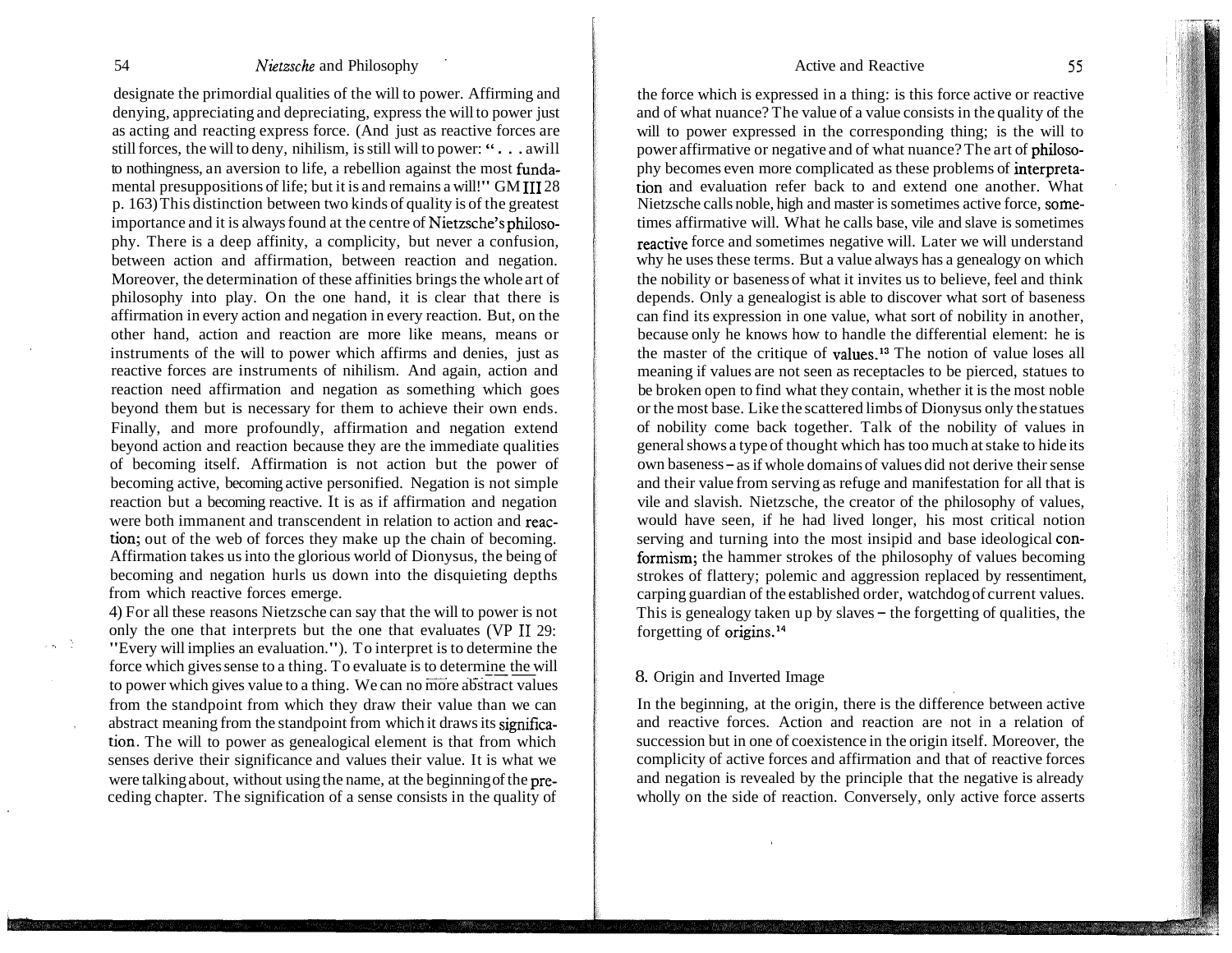designate the primordial qualities of the will to power. Affirming and denying, appreciating and depreciating, express the will to power just as acting and reacting express force. (And just as reactive forces are still forces, the will to deny, nihilism, is still will to power: ". . . a will to nothingness, an aversion to life, a rebellion against the most fundamental presuppositions of life; but it is and remains a will!" GM III 28 p. 163) This distinction between two kinds of quality is of the greatest importance and it is always found at the centre of Nietzsche's philosophy. There is a deep affinity, a complicity, but never a confusion, between action and affirmation, between reaction and negation. Moreover, the determination of these affinities brings the whole art of philosophy into play. On the one hand, it is clear that there is affirmation in every action and negation in every reaction. But, on the other hand, action and reaction are more like means, means or instruments of the will to power which affirms and denies, just as reactive forces are instruments of nihilism. And again, action and reaction need affirmation and negation as something which goes beyond them but is necessary for them to achieve their own ends. Finally, and more profoundly, affirmation and negation extend beyond action and reaction because they are the immediate qualities of becoming itself. Affirmation is not action but the power of becoming active, becoming active personified. Negation is not simple reaction but a becoming reactive. It is as if affirmation and negation were both immanent and transcendent in relation to action and reaction; out of the web of forces they make up the chain of becoming. Affirmation takes us into the glorious world of Dionysus, the being of becoming and negation hurls us down into the disquieting depths from which reactive forces emerge.

4) For all these reasons Nietzsche can say that the will to power is not only the one that interprets but the one that evaluates (VP II 29: "Every will implies an evaluation."). To interpret is to determine the force which gives sense to a thing. To evaluate is to determine the will to power which gives value to a thing. We can no more abstract values from the standpoint from which they draw their value than we can abstract meaning from the standpoint from which it draws its signification. The will to power as genealogical element is that from which senses derive their significance and values their value. It is what we were talking about, without using the name, at the beginning of the preceding chapter. The signification of a sense consists in the quality of the force which is expressed in a thing: is this force active or reactive and of what nuance? The value of a value consists in the quality of the will to power expressed in the corresponding thing; is the will to power affirmative or negative and of what nuance? The art of philosophy becomes even more complicated as these problems of interpretation and evaluation refer back to and extend one another. What Nietzsche calls noble, high and master is sometimes active force, sometimes affirmative will. What he calls base, vile and slave is sometimes reactive force and sometimes negative will. Later we will understand why he uses these terms. But a value always has a genealogy on which the nobility or baseness of what it invites us to believe, feel and think depends. Only a genealogist is able to discover what sort of baseness can find its expression in one value, what sort of nobility in another, because only he knows how to handle the differential element: he is the master of the critique of values.[13] The notion of value loses all meaning if values are not seen as receptacles to be pierced, statues to be broken open to find what they contain, whether it is the most noble or the most base. Like the scattered limbs of Dionysus only the statues of nobility come back together. Talk of the nobility of values in general shows a type of thought which has too much at stake to hide its own baseness – as if whole domains of values did not derive their sense and their value from serving as refuge and manifestation for all that is vile and slavish. Nietzsche, the creator of the philosophy of values, would have seen, if he had lived longer, his most critical notion serving and turning into the most insipid and base ideological conformism; the hammer strokes of the philosophy of values becoming strokes of flattery; polemic and aggression replaced by ressentiment, carping guardian of the established order, watchdog of current values. This is genealogy taken up by slaves – the forgetting of qualities, the forgetting of origins.[14]

## 8. Origin and Inverted Image

In the beginning, at the origin, there is the difference between active and reactive forces. Action and reaction are not in a relation of succession but in one of coexistence in the origin itself. Moreover, the complicity of active forces and affirmation and that of reactive forces and negation is revealed by the principle that the negative is already wholly on the side of reaction. Conversely, only active force asserts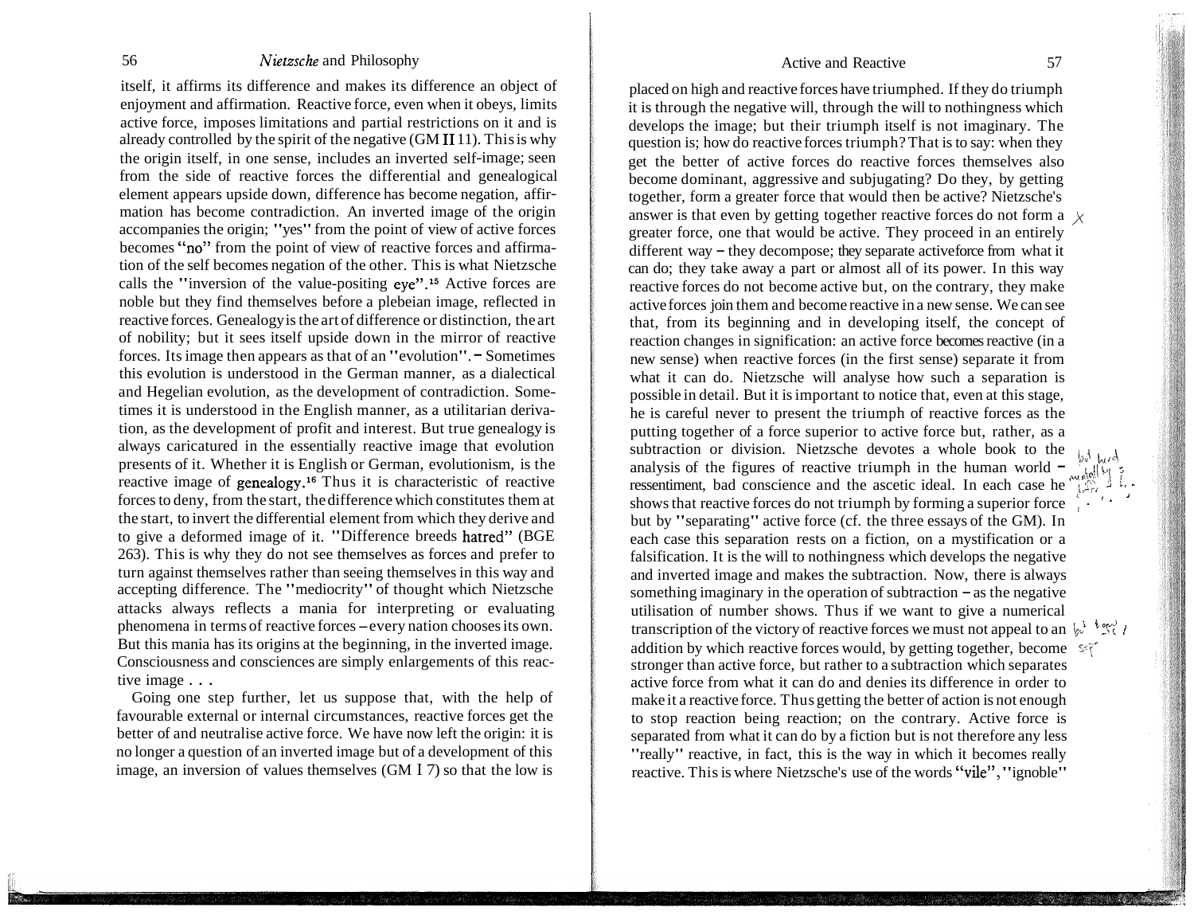itself, it affirms its difference and makes its difference an object of enjoyment and affirmation. Reactive force, even when it obeys, limits active force, imposes limitations and partial restrictions on it and is already controlled by the spirit of the negative (GM II 11). This is why the origin itself, in one sense, includes an inverted self-image; seen from the side of reactive forces the differential and genealogical element appears upside down, difference has become negation, affirmation has become contradiction. An inverted image of the origin accompanies the origin; "yes" from the point of view of active forces becomes "no" from the point of view of reactive forces and affirmation of the self becomes negation of the other. This is what Nietzsche calls the "inversion of the value-positing eye".[15] Active forces are noble but they find themselves before a plebeian image, reflected in reactive forces. Genealogy is the art of difference or distinction, the art of nobility; but it sees itself upside down in the mirror of reactive forces. Its image then appears as that of an "evolution". – Sometimes this evolution is understood in the German manner, as a dialectical and Hegelian evolution, as the development of contradiction. Sometimes it is understood in the English manner, as a utilitarian derivation, as the development of profit and interest. But true genealogy is always caricatured in the essentially reactive image that evolution presents of it. Whether it is English or German, evolutionism, is the reactive image of genealogy.[16] Thus it is characteristic of reactive forces to deny, from the start, the difference which constitutes them at the start, to invert the differential element from which they derive and to give a deformed image of it. "Difference breeds hatred" (BGE 263). This is why they do not see themselves as forces and prefer to turn against themselves rather than seeing themselves in this way and accepting difference. The "mediocrity" of thought which Nietzsche attacks always reflects a mania for interpreting or evaluating phenomena in terms of reactive forces – every nation chooses its own. But this mania has its origins at the beginning, in the inverted image. Consciousness and consciences are simply enlargements of this reactive image . . .

Going one step further, let us suppose that, with the help of favourable external or internal circumstances, reactive forces get the better of and neutralise active force. We have now left the origin: it is no longer a question of an inverted image but of a development of this image, an inversion of values themselves (GM I 7) so that the low is placed on high and reactive forces have triumphed. If they do triumph it is through the negative will, through the will to nothingness which develops the image; but their triumph itself is not imaginary. The question is; how do reactive forces triumph? That is to say: when they get the better of active forces do reactive forces themselves also become dominant, aggressive and subjugating? Do they, by getting together, form a greater force that would then be active? Nietzsche's answer is that even by getting together reactive forces do not form a greater force, one that would be active. They proceed in an entirely different way – they decompose; they separate active force from what it can do; they take away a part or almost all of its power. In this way reactive forces do not become active but, on the contrary, they make active forces join them and become reactive in a new sense. We can see that, from its beginning and in developing itself, the concept of reaction changes in signification: an active force becomes reactive (in a new sense) when reactive forces (in the first sense) separate it from what it can do. Nietzsche will analyse how such a separation is possible in detail. But it is important to notice that, even at this stage, he is careful never to present the triumph of reactive forces as the putting together of a force superior to active force but, rather, as a subtraction or division. Nietzsche devotes a whole book to the analysis of the figures of reactive triumph in the human world – ressentiment, bad conscience and the ascetic ideal. In each case he shows that reactive forces do not triumph by forming a superior force but by "separating" active force (cf. the three essays of the GM). In each case this separation rests on a fiction, on a mystification or a falsification. It is the will to nothingness which develops the negative and inverted image and makes the subtraction. Now, there is always something imaginary in the operation of subtraction – as the negative utilisation of number shows. Thus if we want to give a numerical transcription of the victory of reactive forces we must not appeal to an addition by which reactive forces would, by getting together, become stronger than active force, but rather to a subtraction which separates active force from what it can do and denies its difference in order to make it a reactive force. Thus getting the better of action is not enough to stop reaction being reaction; on the contrary. Active force is separated from what it can do by a fiction but is not therefore any less "really" reactive, in fact, this is the way in which it becomes really reactive. This is where Nietzsche's use of the words "vile", "ignoble"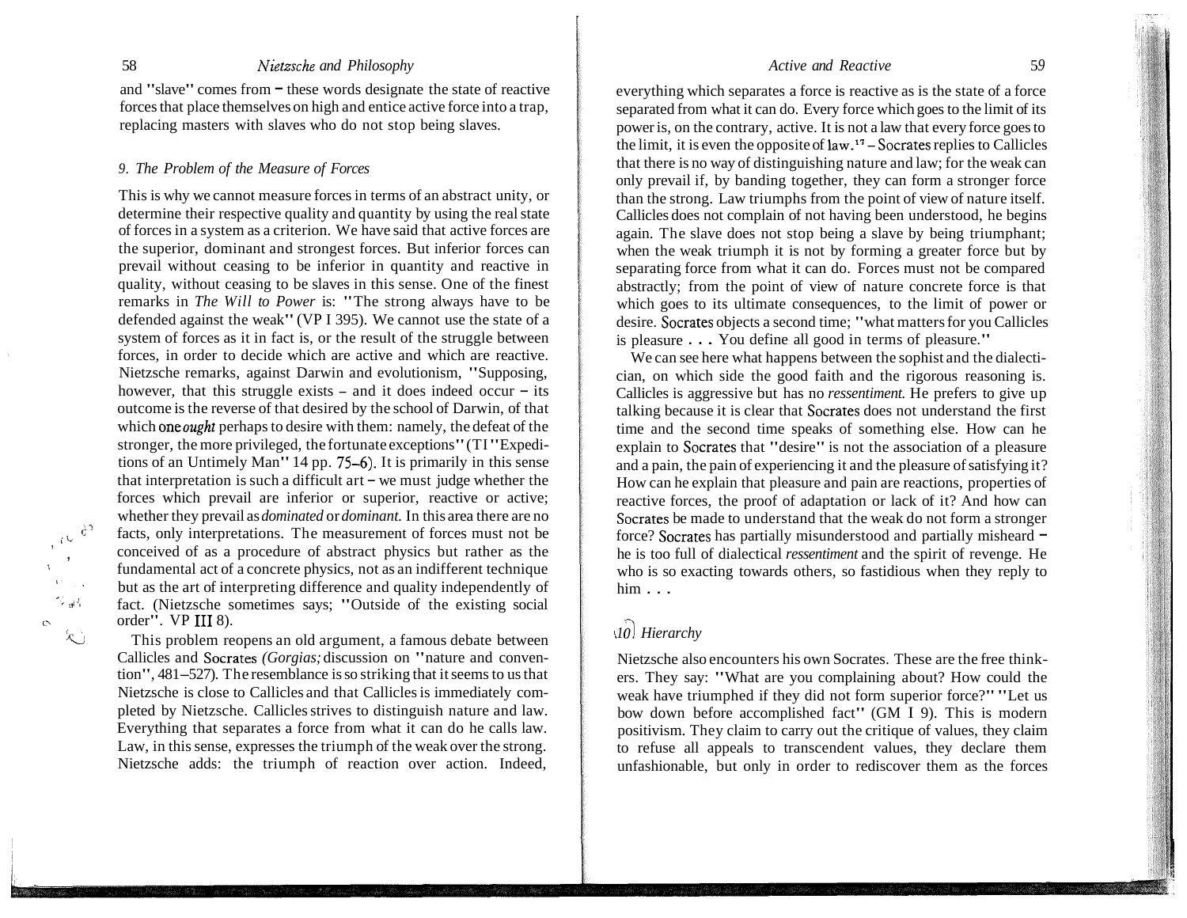and "slave" comes from – these words designate the state of reactive forces that place themselves on high and entice active force into a trap, replacing masters with slaves who do not stop being slaves.

### 9. The Problem of the Measure of Forces

This is why we cannot measure forces in terms of an abstract unity, or determine their respective quality and quantity by using the real state of forces in a system as a criterion. We have said that active forces are the superior, dominant and strongest forces. But inferior forces can prevail without ceasing to be inferior in quantity and reactive in quality, without ceasing to be slaves in this sense. One of the finest remarks in *The Will to Power* is: "The strong always have to be defended against the weak" (VP I 395). We cannot use the state of a system of forces as it in fact is, or the result of the struggle between forces, in order to decide which are active and which are reactive. Nietzsche remarks, against Darwin and evolutionism, "Supposing, however, that this struggle exists – and it does indeed occur – its outcome is the reverse of that desired by the school of Darwin, of that which one *ought* perhaps to desire with them: namely, the defeat of the stronger, the more privileged, the fortunate exceptions" (TI "Expeditions of an Untimely Man" 14 pp. 75–6). It is primarily in this sense that interpretation is such a difficult art – we must judge whether the forces which prevail are inferior or superior, reactive or active; whether they prevail as *dominated* or *dominant*. In this area there are no facts, only interpretations. The measurement of forces must not be conceived of as a procedure of abstract physics but rather as the fundamental act of a concrete physics, not as an indifferent technique but as the art of interpreting difference and quality independently of fact. (Nietzsche sometimes says; "Outside of the existing social order". VP III 8).

This problem reopens an old argument, a famous debate between Callicles and Socrates (*Gorgias;* discussion on "nature and convention", 481–527). The resemblance is so striking that it seems to us that Nietzsche is close to Callicles and that Callicles is immediately completed by Nietzsche. Callicles strives to distinguish nature and law. Everything that separates a force from what it can do he calls law. Law, in this sense, expresses the triumph of the weak over the strong. Nietzsche adds: the triumph of reaction over action. Indeed, everything which separates a force is reactive as is the state of a force separated from what it can do. Every force which goes to the limit of its power is, on the contrary, active. It is not a law that every force goes to the limit, it is even the opposite of law.[17] – Socrates replies to Callicles that there is no way of distinguishing nature and law; for the weak can only prevail if, by banding together, they can form a stronger force than the strong. Law triumphs from the point of view of nature itself. Callicles does not complain of not having been understood, he begins again. The slave does not stop being a slave by being triumphant; when the weak triumph it is not by forming a greater force but by separating force from what it can do. Forces must not be compared abstractly; from the point of view of nature concrete force is that which goes to its ultimate consequences, to the limit of power or desire. Socrates objects a second time; "what matters for you Callicles is pleasure . . . You define all good in terms of pleasure."

We can see here what happens between the sophist and the dialectician, on which side the good faith and the rigorous reasoning is. Callicles is aggressive but has no *ressentiment.* He prefers to give up talking because it is clear that Socrates does not understand the first time and the second time speaks of something else. How can he explain to Socrates that "desire" is not the association of a pleasure and a pain, the pain of experiencing it and the pleasure of satisfying it? How can he explain that pleasure and pain are reactions, properties of reactive forces, the proof of adaptation or lack of it? And how can Socrates be made to understand that the weak do not form a stronger force? Socrates has partially misunderstood and partially misheard – he is too full of dialectical *ressentiment* and the spirit of revenge. He who is so exacting towards others, so fastidious when they reply to him . . .

### 10. Hierarchy

Nietzsche also encounters his own Socrates. These are the free thinkers. They say: "What are you complaining about? How could the weak have triumphed if they did not form superior force?" "Let us bow down before accomplished fact" (GM I 9). This is modern positivism. They claim to carry out the critique of values, they claim to refuse all appeals to transcendent values, they declare them unfashionable, but only in order to rediscover them as the forces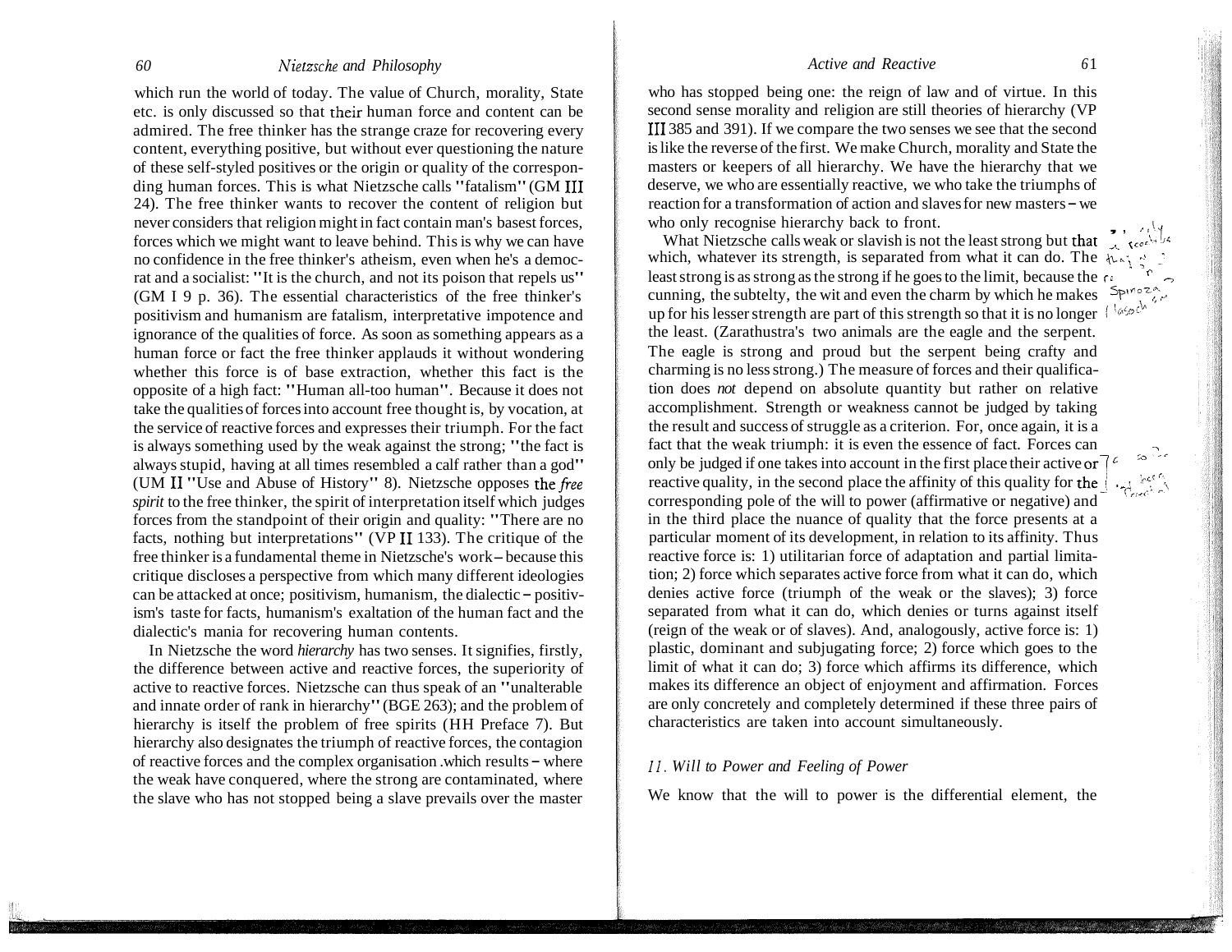which run the world of today. The value of Church, morality, State etc. is only discussed so that their human force and content can be admired. The free thinker has the strange craze for recovering every content, everything positive, but without ever questioning the nature of these self-styled positives or the origin or quality of the corresponding human forces. This is what Nietzsche calls "fatalism" (GM III 24). The free thinker wants to recover the content of religion but never considers that religion might in fact contain man's basest forces, forces which we might want to leave behind. This is why we can have no confidence in the free thinker's atheism, even when he's a democrat and a socialist: "It is the church, and not its poison that repels us" (GM I 9 p. 36). The essential characteristics of the free thinker's positivism and humanism are fatalism, interpretative impotence and ignorance of the qualities of force. As soon as something appears as a human force or fact the free thinker applauds it without wondering whether this force is of base extraction, whether this fact is the opposite of a high fact: "Human all-too human". Because it does not take the qualities of forces into account free thought is, by vocation, at the service of reactive forces and expresses their triumph. For the fact is always something used by the weak against the strong; "the fact is always stupid, having at all times resembled a calf rather than a god" (UM II "Use and Abuse of History" 8). Nietzsche opposes the *free spirit* to the free thinker, the spirit of interpretation itself which judges forces from the standpoint of their origin and quality: "There are no facts, nothing but interpretations" (VP II 133). The critique of the free thinker is a fundamental theme in Nietzsche's work – because this critique discloses a perspective from which many different ideologies can be attacked at once; positivism, humanism, the dialectic – positivism's taste for facts, humanism's exaltation of the human fact and the dialectic's mania for recovering human contents.

In Nietzsche the word *hierarchy* has two senses. It signifies, firstly, the difference between active and reactive forces, the superiority of active to reactive forces. Nietzsche can thus speak of an "unalterable and innate order of rank in hierarchy" (BGE 263); and the problem of hierarchy is itself the problem of free spirits (HH Preface 7). But hierarchy also designates the triumph of reactive forces, the contagion of reactive forces and the complex organisation which results – where the weak have conquered, where the strong are contaminated, where the slave who has not stopped being a slave prevails over the master who has stopped being one: the reign of law and of virtue. In this second sense morality and religion are still theories of hierarchy (VP III 385 and 391). If we compare the two senses we see that the second is like the reverse of the first. We make Church, morality and State the masters or keepers of all hierarchy. We have the hierarchy that we deserve, we who are essentially reactive, we who take the triumphs of reaction for a transformation of action and slaves for new masters – we who only recognise hierarchy back to front.

What Nietzsche calls weak or slavish is not the least strong but that which, whatever its strength, is separated from what it can do. The least strong is as strong as the strong if he goes to the limit, because the cunning, the subtelty, the wit and even the charm by which he makes up for his lesser strength are part of this strength so that it is no longer the least. (Zarathustra's two animals are the eagle and the serpent. The eagle is strong and proud but the serpent being crafty and charming is no less strong.) The measure of forces and their qualification does *not* depend on absolute quantity but rather on relative accomplishment. Strength or weakness cannot be judged by taking the result and success of struggle as a criterion. For, once again, it is a fact that the weak triumph: it is even the essence of fact. Forces can only be judged if one takes into account in the first place their active or reactive quality, in the second place the affinity of this quality for the corresponding pole of the will to power (affirmative or negative) and in the third place the nuance of quality that the force presents at a particular moment of its development, in relation to its affinity. Thus reactive force is: 1) utilitarian force of adaptation and partial limitation; 2) force which separates active force from what it can do, which denies active force (triumph of the weak or the slaves); 3) force separated from what it can do, which denies or turns against itself (reign of the weak or of slaves). And, analogously, active force is: 1) plastic, dominant and subjugating force; 2) force which goes to the limit of what it can do; 3) force which affirms its difference, which makes its difference an object of enjoyment and affirmation. Forces are only concretely and completely determined if these three pairs of characteristics are taken into account simultaneously.

### 11. Will to Power and Feeling of Power

We know that the will to power is the differential element, the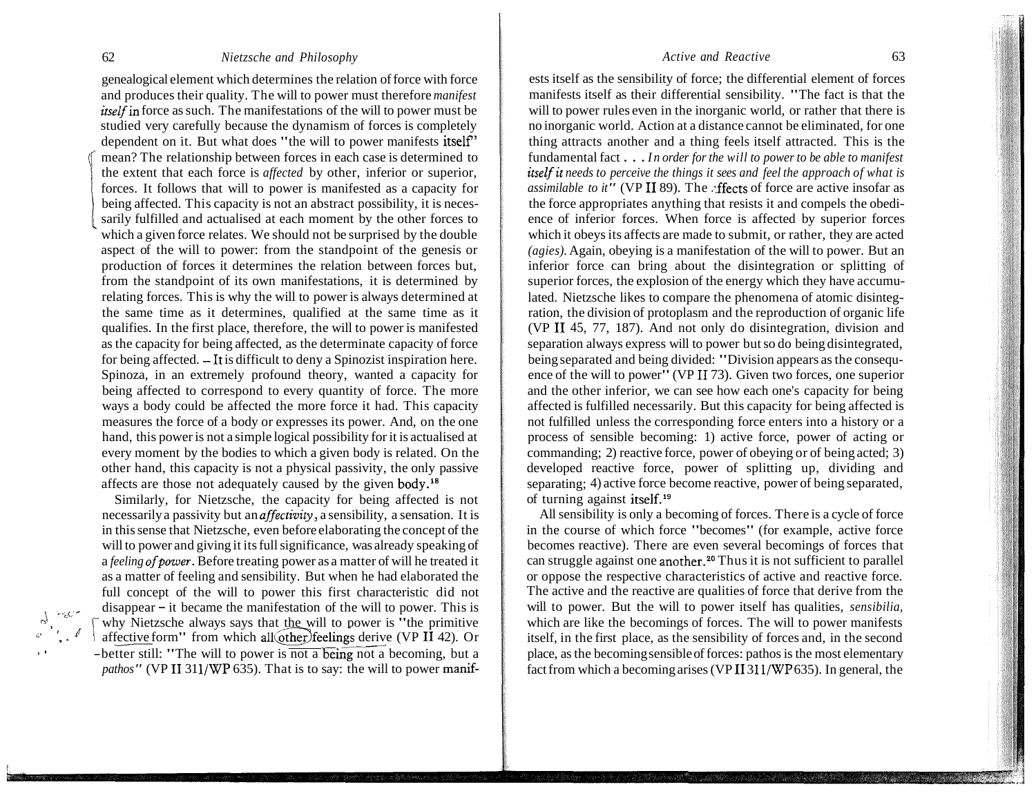genealogical element which determines the relation of force with force and produces their quality. The will to power must therefore *manifest itself* in force as such. The manifestations of the will to power must be studied very carefully because the dynamism of forces is completely dependent on it. But what does "the will to power manifests itself" mean? The relationship between forces in each case is determined to the extent that each force is *affected* by other, inferior or superior, forces. It follows that will to power is manifested as a capacity for being affected. This capacity is not an abstract possibility, it is necessarily fulfilled and actualised at each moment by the other forces to which a given force relates. We should not be surprised by the double aspect of the will to power: from the standpoint of the genesis or production of forces it determines the relation between forces but, from the standpoint of its own manifestations, it is determined by relating forces. This is why the will to power is always determined at the same time as it determines, qualified at the same time as it qualifies. In the first place, therefore, the will to power is manifested as the capacity for being affected, as the determinate capacity of force for being affected. – It is difficult to deny a Spinozist inspiration here. Spinoza, in an extremely profound theory, wanted a capacity for being affected to correspond to every quantity of force. The more ways a body could be affected the more force it had. This capacity measures the force of a body or expresses its power. And, on the one hand, this power is not a simple logical possibility for it is actualised at every moment by the bodies to which a given body is related. On the other hand, this capacity is not a physical passivity, the only passive affects are those not adequately caused by the given body.[18]

Similarly, for Nietzsche, the capacity for being affected is not necessarily a passivity but an *affectivity*, a sensibility, a sensation. It is in this sense that Nietzsche, even before elaborating the concept of the will to power and giving it its full significance, was already speaking of a *feeling of power*. Before treating power as a matter of will he treated it as a matter of feeling and sensibility. But when he had elaborated the full concept of the will to power this first characteristic did not disappear – it became the manifestation of the will to power. This is why Nietzsche always says that the will to power is "the primitive affective form" from which all other feelings derive (VP II 42). Or – better still: "The will to power is not a being not a becoming, but a *pathos*" (VP II 311/WP 635). That is to say: the will to power manifests itself as the sensibility of force; the differential element of forces manifests itself as their differential sensibility. "The fact is that the will to power rules even in the inorganic world, or rather that there is no inorganic world. Action at a distance cannot be eliminated, for one thing attracts another and a thing feels itself attracted. This is the fundamental fact . . . *In order for the will to power to be able to manifest itself it needs to perceive the things it sees and feel the approach of what is assimilable to it*" (VP II 89). The affects of force are active insofar as the force appropriates anything that resists it and compels the obedience of inferior forces. When force is affected by superior forces which it obeys its affects are made to submit, or rather, they are acted *(agies)*. Again, obeying is a manifestation of the will to power. But an inferior force can bring about the disintegration or splitting of superior forces, the explosion of the energy which they have accumulated. Nietzsche likes to compare the phenomena of atomic disintegration, the division of protoplasm and the reproduction of organic life (VP II 45, 77, 187). And not only do disintegration, division and separation always express will to power but so do being disintegrated, being separated and being divided: "Division appears as the consequence of the will to power" (VP II 73). Given two forces, one superior and the other inferior, we can see how each one's capacity for being affected is fulfilled necessarily. But this capacity for being affected is not fulfilled unless the corresponding force enters into a history or a process of sensible becoming: 1) active force, power of acting or commanding; 2) reactive force, power of obeying or of being acted; 3) developed reactive force, power of splitting up, dividing and separating; 4) active force become reactive, power of being separated, of turning against itself.[19]

All sensibility is only a becoming of forces. There is a cycle of force in the course of which force "becomes" (for example, active force becomes reactive). There are even several becomings of forces that can struggle against one another.[20] Thus it is not sufficient to parallel or oppose the respective characteristics of active and reactive force. The active and the reactive are qualities of force that derive from the will to power. But the will to power itself has qualities, *sensibilia*, which are like the becomings of forces. The will to power manifests itself, in the first place, as the sensibility of forces and, in the second place, as the becoming sensible of forces: pathos is the most elementary fact from which a becoming arises (VP II 311/WP 635). In general, the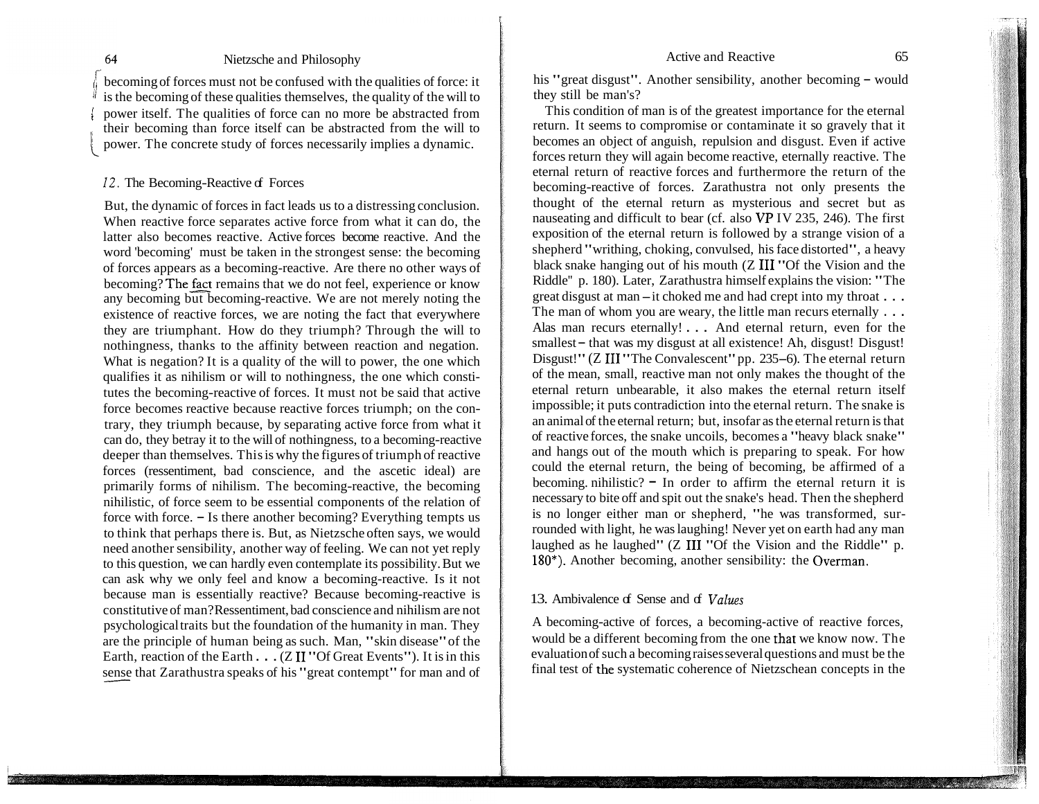becoming of forces must not be confused with the qualities of force: it is the becoming of these qualities themselves, the quality of the will to power itself. The qualities of force can no more be abstracted from their becoming than force itself can be abstracted from the will to power. The concrete study of forces necessarily implies a dynamic.

### 12. The Becoming-Reactive of Forces

But, the dynamic of forces in fact leads us to a distressing conclusion. When reactive force separates active force from what it can do, the latter also becomes reactive. Active forces become reactive. And the word 'becoming' must be taken in the strongest sense: the becoming of forces appears as a becoming-reactive. Are there no other ways of becoming? The fact remains that we do not feel, experience or know any becoming but becoming-reactive. We are not merely noting the existence of reactive forces, we are noting the fact that everywhere they are triumphant. How do they triumph? Through the will to nothingness, thanks to the affinity between reaction and negation. What is negation? It is a quality of the will to power, the one which qualifies it as nihilism or will to nothingness, the one which constitutes the becoming-reactive of forces. It must not be said that active force becomes reactive because reactive forces triumph; on the contrary, they triumph because, by separating active force from what it can do, they betray it to the will of nothingness, to a becoming-reactive deeper than themselves. This is why the figures of triumph of reactive forces (ressentiment, bad conscience, and the ascetic ideal) are primarily forms of nihilism. The becoming-reactive, the becoming nihilistic, of force seem to be essential components of the relation of force with force. – Is there another becoming? Everything tempts us to think that perhaps there is. But, as Nietzsche often says, we would need another sensibility, another way of feeling. We can not yet reply to this question, we can hardly even contemplate its possibility. But we can ask why we only feel and know a becoming-reactive. Is it not because man is essentially reactive? Because becoming-reactive is constitutive of man? Ressentiment, bad conscience and nihilism are not psychological traits but the foundation of the humanity in man. They are the principle of human being as such. Man, "skin disease" of the Earth, reaction of the Earth . . . (Z II "Of Great Events"). It is in this sense that Zarathustra speaks of his "great contempt" for man and of his "great disgust". Another sensibility, another becoming – would they still be man's?

This condition of man is of the greatest importance for the eternal return. It seems to compromise or contaminate it so gravely that it becomes an object of anguish, repulsion and disgust. Even if active forces return they will again become reactive, eternally reactive. The eternal return of reactive forces and furthermore the return of the becoming-reactive of forces. Zarathustra not only presents the thought of the eternal return as mysterious and secret but as nauseating and difficult to bear (cf. also VP IV 235, 246). The first exposition of the eternal return is followed by a strange vision of a shepherd "writhing, choking, convulsed, his face distorted", a heavy black snake hanging out of his mouth (Z III "Of the Vision and the Riddle" p. 180). Later, Zarathustra himself explains the vision: "The great disgust at man – it choked me and had crept into my throat . . . The man of whom you are weary, the little man recurs eternally . . . Alas man recurs eternally! . . . And eternal return, even for the smallest – that was my disgust at all existence! Ah, disgust! Disgust! Disgust!" (Z III "The Convalescent" pp. 235–6). The eternal return of the mean, small, reactive man not only makes the thought of the eternal return unbearable, it also makes the eternal return itself impossible; it puts contradiction into the eternal return. The snake is an animal of the eternal return; but, insofar as the eternal return is that of reactive forces, the snake uncoils, becomes a "heavy black snake" and hangs out of the mouth which is preparing to speak. For how could the eternal return, the being of becoming, be affirmed of a becoming. nihilistic? – In order to affirm the eternal return it is necessary to bite off and spit out the snake's head. Then the shepherd is no longer either man or shepherd, "he was transformed, surrounded with light, he was laughing! Never yet on earth had any man laughed as he laughed" (Z III "Of the Vision and the Riddle" p. 180*). Another becoming, another sensibility: the Overman.

### 13. Ambivalence of Sense and of *Values*

A becoming-active of forces, a becoming-active of reactive forces, would be a different becoming from the one that we know now. The evaluation of such a becoming raises several questions and must be the final test of the systematic coherence of Nietzschean concepts in the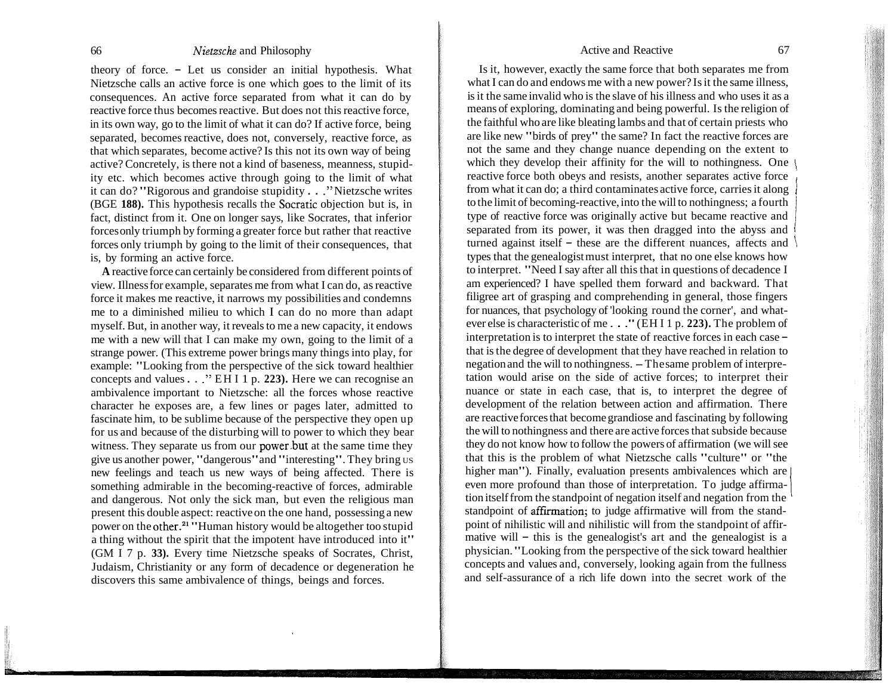theory of force. – Let us consider an initial hypothesis. What Nietzsche calls an active force is one which goes to the limit of its consequences. An active force separated from what it can do by reactive force thus becomes reactive. But does not this reactive force, in its own way, go to the limit of what it can do? If active force, being separated, becomes reactive, does not, conversely, reactive force, as that which separates, become active? Is this not its own way of being active? Concretely, is there not a kind of baseness, meanness, stupidity etc. which becomes active through going to the limit of what it can do? "Rigorous and grandoise stupidity . . ." Nietzsche writes (BGE **188).** This hypothesis recalls the Socratic objection but is, in fact, distinct from it. One on longer says, like Socrates, that inferior forces only triumph by forming a greater force but rather that reactive forces only triumph by going to the limit of their consequences, that is, by forming an active force.

**A** reactive force can certainly be considered from different points of view. Illness for example, separates me from what I can do, as reactive force it makes me reactive, it narrows my possibilities and condemns me to a diminished milieu to which I can do no more than adapt myself. But, in another way, it reveals to me a new capacity, it endows me with a new will that I can make my own, going to the limit of a strange power. (This extreme power brings many things into play, for example: "Looking from the perspective of the sick toward healthier concepts and values . . ." EH I 1 p. **223).** Here we can recognise an ambivalence important to Nietzsche: all the forces whose reactive character he exposes are, a few lines or pages later, admitted to fascinate him, to be sublime because of the perspective they open up for us and because of the disturbing will to power to which they bear witness. They separate us from our power but at the same time they give us another power, "dangerous" and "interesting". They bring us new feelings and teach us new ways of being affected. There is something admirable in the becoming-reactive of forces, admirable and dangerous. Not only the sick man, but even the religious man present this double aspect: reactive on the one hand, possessing a new power on the other.[21] "Human history would be altogether too stupid a thing without the spirit that the impotent have introduced into it" (GM I 7 p. **33).** Every time Nietzsche speaks of Socrates, Christ, Judaism, Christianity or any form of decadence or degeneration he discovers this same ambivalence of things, beings and forces.

Is it, however, exactly the same force that both separates me from what I can do and endows me with a new power? Is it the same illness, is it the same invalid who is the slave of his illness and who uses it as a means of exploring, dominating and being powerful. Is the religion of the faithful who are like bleating lambs and that of certain priests who are like new "birds of prey" the same? In fact the reactive forces are not the same and they change nuance depending on the extent to which they develop their affinity for the will to nothingness. One reactive force both obeys and resists, another separates active force from what it can do; a third contaminates active force, carries it along to the limit of becoming-reactive, into the will to nothingness; a fourth type of reactive force was originally active but became reactive and separated from its power, it was then dragged into the abyss and turned against itself – these are the different nuances, affects and types that the genealogist must interpret, that no one else knows how to interpret. "Need I say after all this that in questions of decadence I am experienced? I have spelled them forward and backward. That filigree art of grasping and comprehending in general, those fingers for nuances, that psychology of 'looking round the corner', and whatever else is characteristic of me . . ." (EH I 1 p. **223).** The problem of interpretation is to interpret the state of reactive forces in each case – that is the degree of development that they have reached in relation to negation and the will to nothingness. – The same problem of interpretation would arise on the side of active forces; to interpret their nuance or state in each case, that is, to interpret the degree of development of the relation between action and affirmation. There are reactive forces that become grandiose and fascinating by following the will to nothingness and there are active forces that subside because they do not know how to follow the powers of affirmation (we will see that this is the problem of what Nietzsche calls "culture" or "the higher man"). Finally, evaluation presents ambivalences which are even more profound than those of interpretation. To judge affirmation itself from the standpoint of negation itself and negation from the standpoint of affirmation; to judge affirmative will from the standpoint of nihilistic will and nihilistic will from the standpoint of affirmative will – this is the genealogist's art and the genealogist is a physician. "Looking from the perspective of the sick toward healthier concepts and values and, conversely, looking again from the fullness and self-assurance of a rich life down into the secret work of the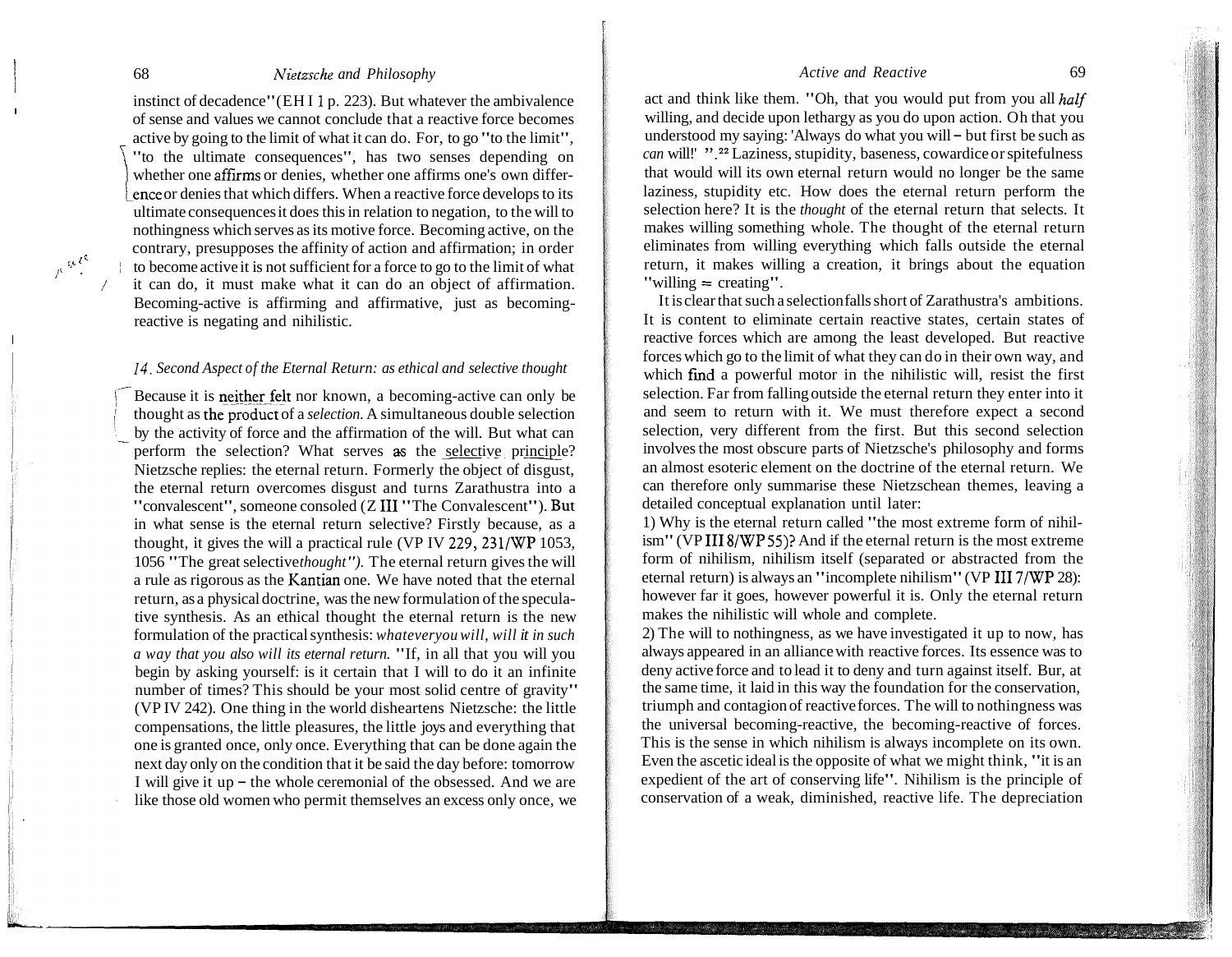instinct of decadence" (EH I 1 p. 223). But whatever the ambivalence of sense and values we cannot conclude that a reactive force becomes active by going to the limit of what it can do. For, to go "to the limit", "to the ultimate consequences", has two senses depending on whether one affirms or denies, whether one affirms one's own difference or denies that which differs. When a reactive force develops to its ultimate consequences it does this in relation to negation, to the will to nothingness which serves as its motive force. Becoming active, on the contrary, presupposes the affinity of action and affirmation; in order to become active it is not sufficient for a force to go to the limit of what it can do, it must make what it can do an object of affirmation. Becoming-active is affirming and affirmative, just as becoming-reactive is negating and nihilistic.

### *14. Second Aspect of the Eternal Return: as ethical and selective thought*

Because it is neither felt nor known, a becoming-active can only be thought as the product of a *selection.* A simultaneous double selection by the activity of force and the affirmation of the will. But what can perform the selection? What serves as the selective principle? Nietzsche replies: the eternal return. Formerly the object of disgust, the eternal return overcomes disgust and turns Zarathustra into a "convalescent", someone consoled (Z III "The Convalescent"). But in what sense is the eternal return selective? Firstly because, as a thought, it gives the will a practical rule (VP IV 229, 231/WP 1053, 1056 "The great selective *thought").* The eternal return gives the will a rule as rigorous as the Kantian one. We have noted that the eternal return, as a physical doctrine, was the new formulation of the speculative synthesis. As an ethical thought the eternal return is the new formulation of the practical synthesis: *whatever you will, will it in such a way that you also will its eternal return.* "If, in all that you will you begin by asking yourself: is it certain that I will to do it an infinite number of times? This should be your most solid centre of gravity" (VP IV 242). One thing in the world disheartens Nietzsche: the little compensations, the little pleasures, the little joys and everything that one is granted once, only once. Everything that can be done again the next day only on the condition that it be said the day before: tomorrow I will give it up – the whole ceremonial of the obsessed. And we are like those old women who permit themselves an excess only once, we act and think like them. "Oh, that you would put from you all *half* willing, and decide upon lethargy as you do upon action. Oh that you understood my saying: 'Always do what you will – but first be such as *can* will!' ".[22] Laziness, stupidity, baseness, cowardice or spitefulness that would will its own eternal return would no longer be the same laziness, stupidity etc. How does the eternal return perform the selection here? It is the *thought* of the eternal return that selects. It makes willing something whole. The thought of the eternal return eliminates from willing everything which falls outside the eternal return, it makes willing a creation, it brings about the equation "willing = creating".

It is clear that such a selection falls short of Zarathustra's ambitions. It is content to eliminate certain reactive states, certain states of reactive forces which are among the least developed. But reactive forces which go to the limit of what they can do in their own way, and which find a powerful motor in the nihilistic will, resist the first selection. Far from falling outside the eternal return they enter into it and seem to return with it. We must therefore expect a second selection, very different from the first. But this second selection involves the most obscure parts of Nietzsche's philosophy and forms an almost esoteric element on the doctrine of the eternal return. We can therefore only summarise these Nietzschean themes, leaving a detailed conceptual explanation until later:

1) Why is the eternal return called "the most extreme form of nihilism" (VP III 8/WP 55)? And if the eternal return is the most extreme form of nihilism, nihilism itself (separated or abstracted from the eternal return) is always an "incomplete nihilism" (VP III 7/WP 28): however far it goes, however powerful it is. Only the eternal return makes the nihilistic will whole and complete.

2) The will to nothingness, as we have investigated it up to now, has always appeared in an alliance with reactive forces. Its essence was to deny active force and to lead it to deny and turn against itself. Bur, at the same time, it laid in this way the foundation for the conservation, triumph and contagion of reactive forces. The will to nothingness was the universal becoming-reactive, the becoming-reactive of forces. This is the sense in which nihilism is always incomplete on its own. Even the ascetic ideal is the opposite of what we might think, "it is an expedient of the art of conserving life". Nihilism is the principle of conservation of a weak, diminished, reactive life. The depreciation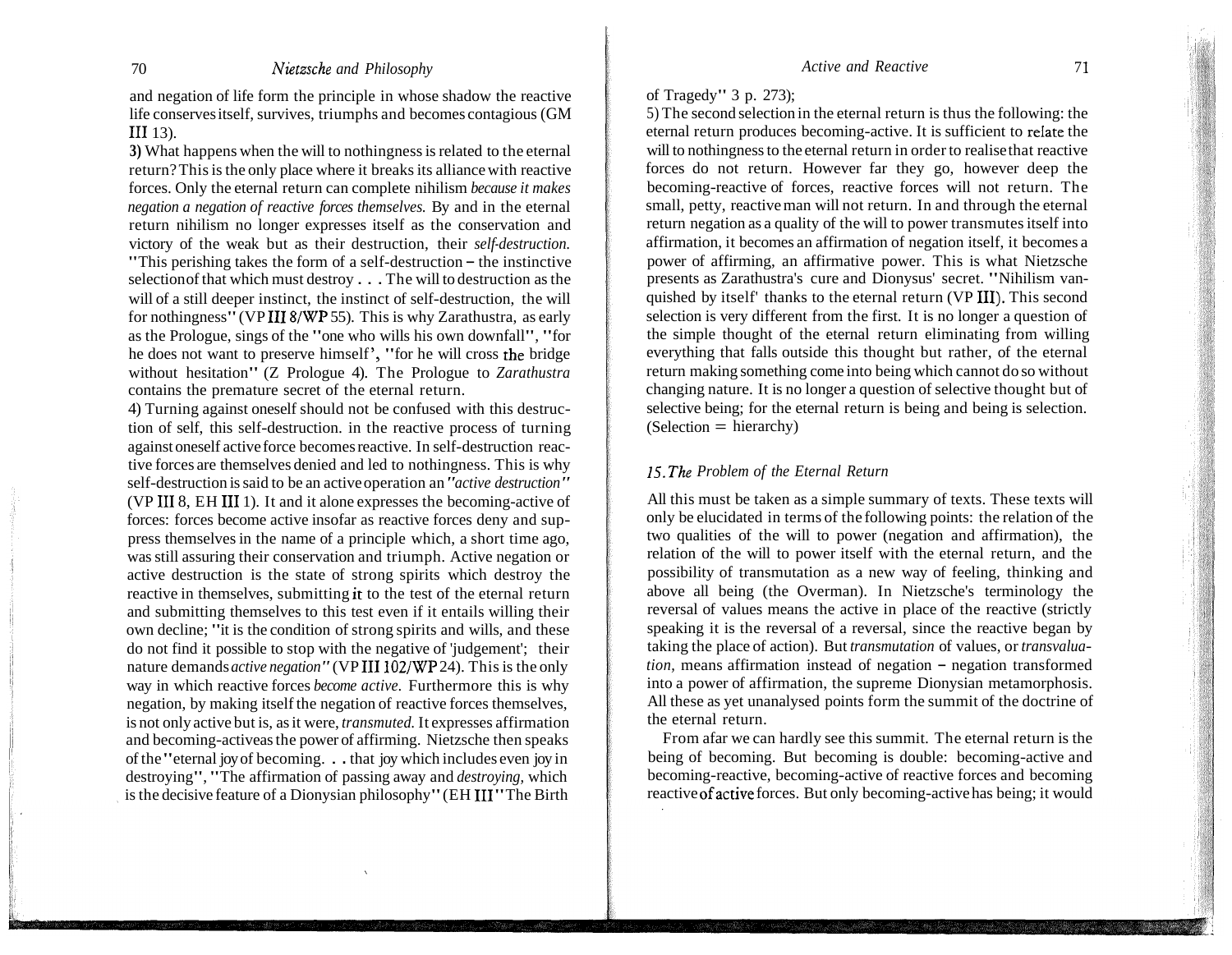and negation of life form the principle in whose shadow the reactive life conserves itself, survives, triumphs and becomes contagious (GM III 13).

**3)** What happens when the will to nothingness is related to the eternal return? This is the only place where it breaks its alliance with reactive forces. Only the eternal return can complete nihilism *because it makes negation a negation of reactive forces themselves.* By and in the eternal return nihilism no longer expresses itself as the conservation and victory of the weak but as their destruction, their *self-destruction.* "This perishing takes the form of a self-destruction – the instinctive selection of that which must destroy . . . The will to destruction as the will of a still deeper instinct, the instinct of self-destruction, the will for nothingness" (VP III 8/WP 55). This is why Zarathustra, as early as the Prologue, sings of the "one who wills his own downfall", "for he does not want to preserve himself', "for he will cross the bridge without hesitation" (Z Prologue 4). The Prologue to *Zarathustra* contains the premature secret of the eternal return.

4) Turning against oneself should not be confused with this destruction of self, this self-destruction. in the reactive process of turning against oneself active force becomes reactive. In self-destruction reactive forces are themselves denied and led to nothingness. This is why self-destruction is said to be an active operation an *"active destruction"* (VP III 8, EH III 1). It and it alone expresses the becoming-active of forces: forces become active insofar as reactive forces deny and suppress themselves in the name of a principle which, a short time ago, was still assuring their conservation and triumph. Active negation or active destruction is the state of strong spirits which destroy the reactive in themselves, submitting it to the test of the eternal return and submitting themselves to this test even if it entails willing their own decline; "it is the condition of strong spirits and wills, and these do not find it possible to stop with the negative of 'judgement'; their nature demands *active negation"* (VP III 102/WP 24). This is the only way in which reactive forces *become active.* Furthermore this is why negation, by making itself the negation of reactive forces themselves, is not only active but is, as it were, *transmuted.* It expresses affirmation and becoming-active as the power of affirming. Nietzsche then speaks of the "eternal joy of becoming. . . that joy which includes even joy in destroying", "The affirmation of passing away and *destroying,* which is the decisive feature of a Dionysian philosophy" (EH III "The Birth of Tragedy" 3 p. 273);

5) The second selection in the eternal return is thus the following: the eternal return produces becoming-active. It is sufficient to relate the will to nothingness to the eternal return in order to realise that reactive forces do not return. However far they go, however deep the becoming-reactive of forces, reactive forces will not return. The small, petty, reactive man will not return. In and through the eternal return negation as a quality of the will to power transmutes itself into affirmation, it becomes an affirmation of negation itself, it becomes a power of affirming, an affirmative power. This is what Nietzsche presents as Zarathustra's cure and Dionysus' secret. "Nihilism vanquished by itself' thanks to the eternal return (VP III). This second selection is very different from the first. It is no longer a question of the simple thought of the eternal return eliminating from willing everything that falls outside this thought but rather, of the eternal return making something come into being which cannot do so without changing nature. It is no longer a question of selective thought but of selective being; for the eternal return is being and being is selection. (Selection = hierarchy)

### *15. The Problem of the Eternal Return*

All this must be taken as a simple summary of texts. These texts will only be elucidated in terms of the following points: the relation of the two qualities of the will to power (negation and affirmation), the relation of the will to power itself with the eternal return, and the possibility of transmutation as a new way of feeling, thinking and above all being (the Overman). In Nietzsche's terminology the reversal of values means the active in place of the reactive (strictly speaking it is the reversal of a reversal, since the reactive began by taking the place of action). But *transmutation* of values, or *transvaluation,* means affirmation instead of negation – negation transformed into a power of affirmation, the supreme Dionysian metamorphosis. All these as yet unanalysed points form the summit of the doctrine of the eternal return.

From afar we can hardly see this summit. The eternal return is the being of becoming. But becoming is double: becoming-active and becoming-reactive, becoming-active of reactive forces and becoming reactive of active forces. But only becoming-active has being; it would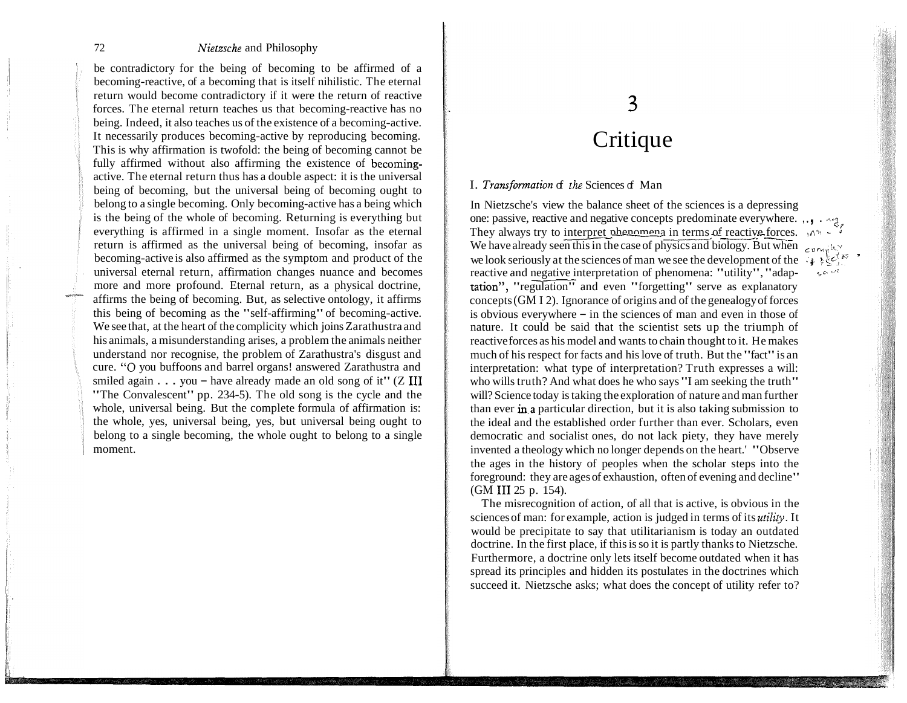be contradictory for the being of becoming to be affirmed of a becoming-reactive, of a becoming that is itself nihilistic. The eternal return would become contradictory if it were the return of reactive forces. The eternal return teaches us that becoming-reactive has no being. Indeed, it also teaches us of the existence of a becoming-active. It necessarily produces becoming-active by reproducing becoming. This is why affirmation is twofold: the being of becoming cannot be fully affirmed without also affirming the existence of becoming-active. The eternal return thus has a double aspect: it is the universal being of becoming, but the universal being of becoming ought to belong to a single becoming. Only becoming-active has a being which is the being of the whole of becoming. Returning is everything but everything is affirmed in a single moment. Insofar as the eternal return is affirmed as the universal being of becoming, insofar as becoming-active is also affirmed as the symptom and product of the universal eternal return, affirmation changes nuance and becomes more and more profound. Eternal return, as a physical doctrine, affirms the being of becoming. But, as selective ontology, it affirms this being of becoming as the "self-affirming" of becoming-active. We see that, at the heart of the complicity which joins Zarathustra and his animals, a misunderstanding arises, a problem the animals neither understand nor recognise, the problem of Zarathustra's disgust and cure. "O you buffoons and barrel organs! answered Zarathustra and smiled again . . . you – have already made an old song of it" (Z III "The Convalescent" pp. 234-5). The old song is the cycle and the whole, universal being. But the complete formula of affirmation is: the whole, yes, universal being, yes, but universal being ought to belong to a single becoming, the whole ought to belong to a single moment.

# 3
# Critique

## I. *Transformation of the* Sciences of Man

In Nietzsche's view the balance sheet of the sciences is a depressing one: passive, reactive and negative concepts predominate everywhere. They always try to interpret phenomena in terms of reactive forces. We have already seen this in the case of physics and biology. But when we look seriously at the sciences of man we see the development of the reactive and negative interpretation of phenomena: "utility", "adaptation", "regulation" and even "forgetting" serve as explanatory concepts (GM I 2). Ignorance of origins and of the genealogy of forces is obvious everywhere – in the sciences of man and even in those of nature. It could be said that the scientist sets up the triumph of reactive forces as his model and wants to chain thought to it. He makes much of his respect for facts and his love of truth. But the "fact" is an interpretation: what type of interpretation? Truth expresses a will: who wills truth? And what does he who says "I am seeking the truth" will? Science today is taking the exploration of nature and man further than ever in a particular direction, but it is also taking submission to the ideal and the established order further than ever. Scholars, even democratic and socialist ones, do not lack piety, they have merely invented a theology which no longer depends on the heart.' "Observe the ages in the history of peoples when the scholar steps into the foreground: they are ages of exhaustion, often of evening and decline" (GM III 25 p. 154).

The misrecognition of action, of all that is active, is obvious in the sciences of man: for example, action is judged in terms of its *utility*. It would be precipitate to say that utilitarianism is today an outdated doctrine. In the first place, if this is so it is partly thanks to Nietzsche. Furthermore, a doctrine only lets itself become outdated when it has spread its principles and hidden its postulates in the doctrines which succeed it. Nietzsche asks; what does the concept of utility refer to?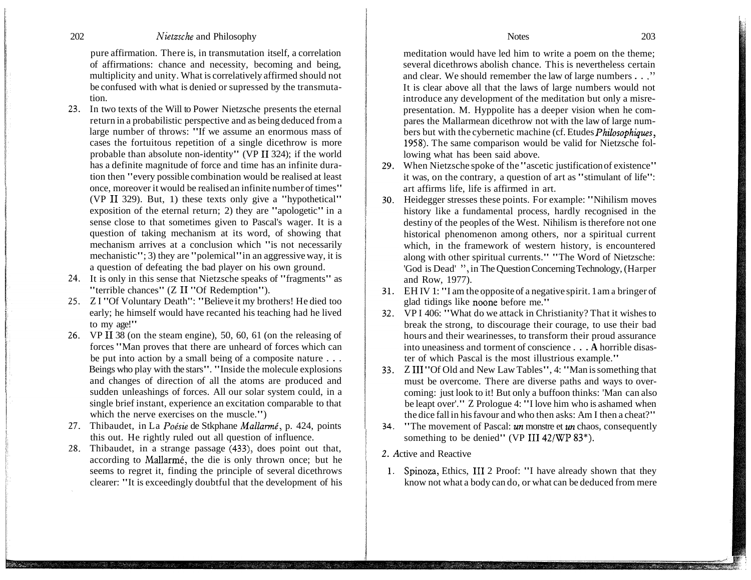pure affirmation. There is, in transmutation itself, a correlation of affirmations: chance and necessity, becoming and being, multiplicity and unity. What is correlatively affirmed should not be confused with what is denied or supressed by the transmutation.

23. In two texts of the Will to Power Nietzsche presents the eternal return in a probabilistic perspective and as being deduced from a large number of throws: "If we assume an enormous mass of cases the fortuitous repetition of a single dicethrow is more probable than absolute non-identity" (VP II 324); if the world has a definite magnitude of force and time has an infinite duration then "every possible combination would be realised at least once, moreover it would be realised an infinite number of times" (VP II 329). But, 1) these texts only give a "hypothetical" exposition of the eternal return; 2) they are "apologetic" in a sense close to that sometimes given to Pascal's wager. It is a question of taking mechanism at its word, of showing that mechanism arrives at a conclusion which "is not necessarily mechanistic"; 3) they are "polemical" in an aggressive way, it is a question of defeating the bad player on his own ground.
24. It is only in this sense that Nietzsche speaks of "fragments" as "terrible chances" (Z II "Of Redemption").
25. Z I "Of Voluntary Death": "Believe it my brothers! He died too early; he himself would have recanted his teaching had he lived to my age!"
26. VP II 38 (on the steam engine), 50, 60, 61 (on the releasing of forces "Man proves that there are unheard of forces which can be put into action by a small being of a composite nature . . . Beings who play with the stars". "Inside the molecule explosions and changes of direction of all the atoms are produced and sudden unleashings of forces. All our solar system could, in a single brief instant, experience an excitation comparable to that which the nerve exercises on the muscle.")
27. Thibaudet, in La *Poésie* de Stkphane *Mallarmé*, p. 424, points this out. He rightly ruled out all question of influence.
28. Thibaudet, in a strange passage (433), does point out that, according to Mallarmé, the die is only thrown once; but he seems to regret it, finding the principle of several dicethrows clearer: "It is exceedingly doubtful that the development of his meditation would have led him to write a poem on the theme; several dicethrows abolish chance. This is nevertheless certain and clear. We should remember the law of large numbers . . ." It is clear above all that the laws of large numbers would not introduce any development of the meditation but only a misrepresentation. M. Hyppolite has a deeper vision when he compares the Mallarmean dicethrow not with the law of large numbers but with the cybernetic machine (cf. Etudes *Philosophiques*, 1958). The same comparison would be valid for Nietzsche following what has been said above.
29. When Nietzsche spoke of the "ascetic justification of existence" it was, on the contrary, a question of art as "stimulant of life": art affirms life, life is affirmed in art.
30. Heidegger stresses these points. For example: "Nihilism moves history like a fundamental process, hardly recognised in the destiny of the peoples of the West. Nihilism is therefore not one historical phenomenon among others, nor a spiritual current which, in the framework of western history, is encountered along with other spiritual currents." "The Word of Nietzsche: 'God is Dead' ", in The Question Concerning Technology, (Harper and Row, 1977).
31. EH IV 1: "I am the opposite of a negative spirit. I am a bringer of glad tidings like noone before me."
32. VP I 406: "What do we attack in Christianity? That it wishes to break the strong, to discourage their courage, to use their bad hours and their wearinesses, to transform their proud assurance into uneasiness and torment of conscience . . . A horrible disaster of which Pascal is the most illustrious example."
33. Z III "Of Old and New Law Tables", 4: "Man is something that must be overcome. There are diverse paths and ways to overcoming: just look to it! But only a buffoon thinks: 'Man can also be leapt over'." Z Prologue 4: "I love him who is ashamed when the dice fall in his favour and who then asks: Am I then a cheat?"
34. "The movement of Pascal: *un* monstre et *un* chaos, consequently something to be denied" (VP III 42/WP 83*).

## 2. Active and Reactive

1. Spinoza, Ethics, III 2 Proof: "I have already shown that they know not what a body can do, or what can be deduced from mere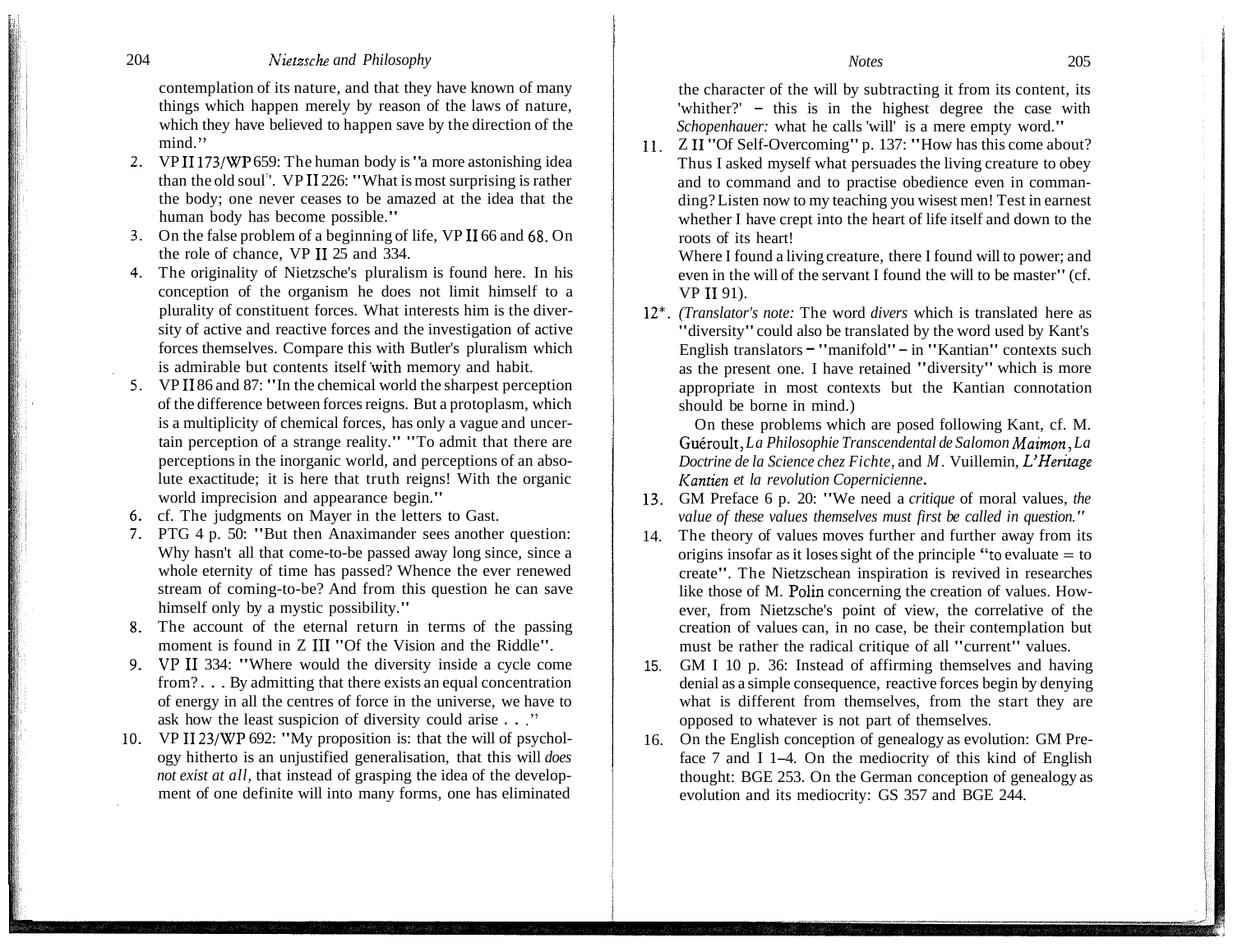contemplation of its nature, and that they have known of many things which happen merely by reason of the laws of nature, which they have believed to happen save by the direction of the mind."

2. VP II 173/WP 659: The human body is "a more astonishing idea than the old soul". VP II 226: "What is most surprising is rather the body; one never ceases to be amazed at the idea that the human body has become possible."
3. On the false problem of a beginning of life, VP II 66 and 68. On the role of chance, VP II 25 and 334.
4. The originality of Nietzsche's pluralism is found here. In his conception of the organism he does not limit himself to a plurality of constituent forces. What interests him is the diversity of active and reactive forces and the investigation of active forces themselves. Compare this with Butler's pluralism which is admirable but contents itself with memory and habit.
5. VP II 86 and 87: "In the chemical world the sharpest perception of the difference between forces reigns. But a protoplasm, which is a multiplicity of chemical forces, has only a vague and uncertain perception of a strange reality." "To admit that there are perceptions in the inorganic world, and perceptions of an absolute exactitude; it is here that truth reigns! With the organic world imprecision and appearance begin."
6. cf. The judgments on Mayer in the letters to Gast.
7. PTG 4 p. 50: "But then Anaximander sees another question: Why hasn't all that come-to-be passed away long since, since a whole eternity of time has passed? Whence the ever renewed stream of coming-to-be? And from this question he can save himself only by a mystic possibility."
8. The account of the eternal return in terms of the passing moment is found in Z III "Of the Vision and the Riddle".
9. VP II 334: "Where would the diversity inside a cycle come from? . . . By admitting that there exists an equal concentration of energy in all the centres of force in the universe, we have to ask how the least suspicion of diversity could arise . . ."
10. VP II 23/WP 692: "My proposition is: that the will of psychology hitherto is an unjustified generalisation, that this will *does not exist at all,* that instead of grasping the idea of the development of one definite will into many forms, one has eliminated the character of the will by subtracting it from its content, its 'whither?' – this is in the highest degree the case with *Schopenhauer:* what he calls 'will' is a mere empty word."
11. Z II "Of Self-Overcoming" p. 137: "How has this come about? Thus I asked myself what persuades the living creature to obey and to command and to practise obedience even in commanding? Listen now to my teaching you wisest men! Test in earnest whether I have crept into the heart of life itself and down to the roots of its heart!
Where I found a living creature, there I found will to power; and even in the will of the servant I found the will to be master" (cf. VP II 91).
12*. *(Translator's note:* The word *divers* which is translated here as "diversity" could also be translated by the word used by Kant's English translators – "manifold" – in "Kantian" contexts such as the present one. I have retained "diversity" which is more appropriate in most contexts but the Kantian connotation should be borne in mind.)
On these problems which are posed following Kant, cf. M. Guéroult, *La Philosophie Transcendental de Salomon Maimon*, *La Doctrine de la Science chez Fichte*, and M. Vuillemin, *L'Heritage Kantien et la revolution Copernicienne*.
13. GM Preface 6 p. 20: "We need a *critique* of moral values, *the value of these values themselves must first be called in question."*
14. The theory of values moves further and further away from its origins insofar as it loses sight of the principle "to evaluate = to create". The Nietzschean inspiration is revived in researches like those of M. Polin concerning the creation of values. However, from Nietzsche's point of view, the correlative of the creation of values can, in no case, be their contemplation but must be rather the radical critique of all "current" values.
15. GM I 10 p. 36: Instead of affirming themselves and having denial as a simple consequence, reactive forces begin by denying what is different from themselves, from the start they are opposed to whatever is not part of themselves.
16. On the English conception of genealogy as evolution: GM Preface 7 and I 1–4. On the mediocrity of this kind of English thought: BGE 253. On the German conception of genealogy as evolution and its mediocrity: GS 357 and BGE 244.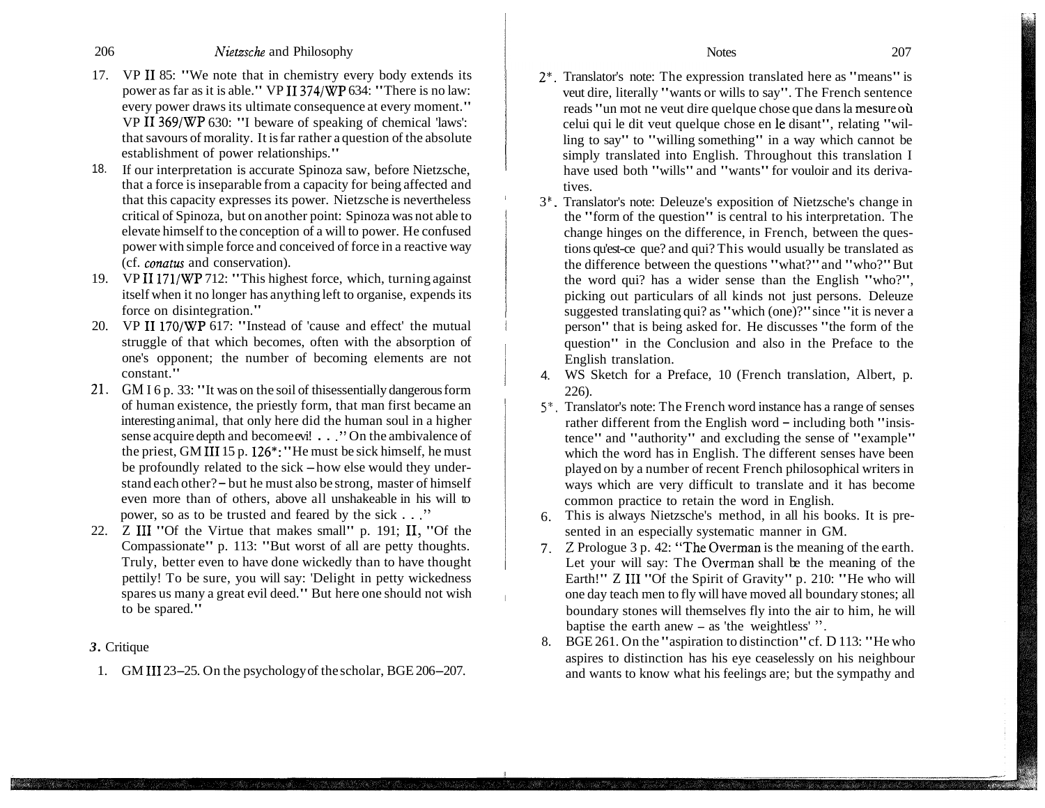17. VP II 85: "We note that in chemistry every body extends its power as far as it is able." VP II 374/WP 634: "There is no law: every power draws its ultimate consequence at every moment." VP II 369/WP 630: "I beware of speaking of chemical 'laws': that savours of morality. It is far rather a question of the absolute establishment of power relationships."
18. If our interpretation is accurate Spinoza saw, before Nietzsche, that a force is inseparable from a capacity for being affected and that this capacity expresses its power. Nietzsche is nevertheless critical of Spinoza, but on another point: Spinoza was not able to elevate himself to the conception of a will to power. He confused power with simple force and conceived of force in a reactive way (cf. *conatus* and conservation).
19. VP II 171/WP 712: "This highest force, which, turning against itself when it no longer has anything left to organise, expends its force on disintegration."
20. VP II 170/WP 617: "Instead of 'cause and effect' the mutual struggle of that which becomes, often with the absorption of one's opponent; the number of becoming elements are not constant."
21. GM I 6 p. 33: "It was on the soil of this essentially dangerous form of human existence, the priestly form, that man first became an interesting animal, that only here did the human soul in a higher sense acquire depth and become evil! . . ." On the ambivalence of the priest, GM III 15 p. 126*: "He must be sick himself, he must be profoundly related to the sick – how else would they understand each other? – but he must also be strong, master of himself even more than of others, above all unshakeable in his will to power, so as to be trusted and feared by the sick . . ."
22. Z III "Of the Virtue that makes small" p. 191; II, "Of the Compassionate" p. 113: "But worst of all are petty thoughts. Truly, better even to have done wickedly than to have thought pettily! To be sure, you will say: 'Delight in petty wickedness spares us many a great evil deed." But here one should not wish to be spared."

### *3.* Critique

1. GM III 23–25. On the psychology of the scholar, BGE 206–207.
2*. Translator's note: The expression translated here as "means" is veut dire, literally "wants or wills to say". The French sentence reads "un mot ne veut dire quelque chose que dans la mesure où celui qui le dit veut quelque chose en le disant", relating "willing to say" to "willing something" in a way which cannot be simply translated into English. Throughout this translation I have used both "wills" and "wants" for vouloir and its derivatives.
3*. Translator's note: Deleuze's exposition of Nietzsche's change in the "form of the question" is central to his interpretation. The change hinges on the difference, in French, between the questions qu'est-ce que? and qui? This would usually be translated as the difference between the questions "what?" and "who?" But the word qui? has a wider sense than the English "who?", picking out particulars of all kinds not just persons. Deleuze suggested translating qui? as "which (one)?" since "it is never a person" that is being asked for. He discusses "the form of the question" in the Conclusion and also in the Preface to the English translation.
4. WS Sketch for a Preface, 10 (French translation, Albert, p. 226).
5*. Translator's note: The French word instance has a range of senses rather different from the English word – including both "insistence" and "authority" and excluding the sense of "example" which the word has in English. The different senses have been played on by a number of recent French philosophical writers in ways which are very difficult to translate and it has become common practice to retain the word in English.
6. This is always Nietzsche's method, in all his books. It is presented in an especially systematic manner in GM.
7. Z Prologue 3 p. 42: "The Overman is the meaning of the earth. Let your will say: The Overman shall be the meaning of the Earth!" Z III "Of the Spirit of Gravity" p. 210: "He who will one day teach men to fly will have moved all boundary stones; all boundary stones will themselves fly into the air to him, he will baptise the earth anew – as 'the weightless' ".
8. BGE 261. On the "aspiration to distinction" cf. D 113: "He who aspires to distinction has his eye ceaselessly on his neighbour and wants to know what his feelings are; but the sympathy and